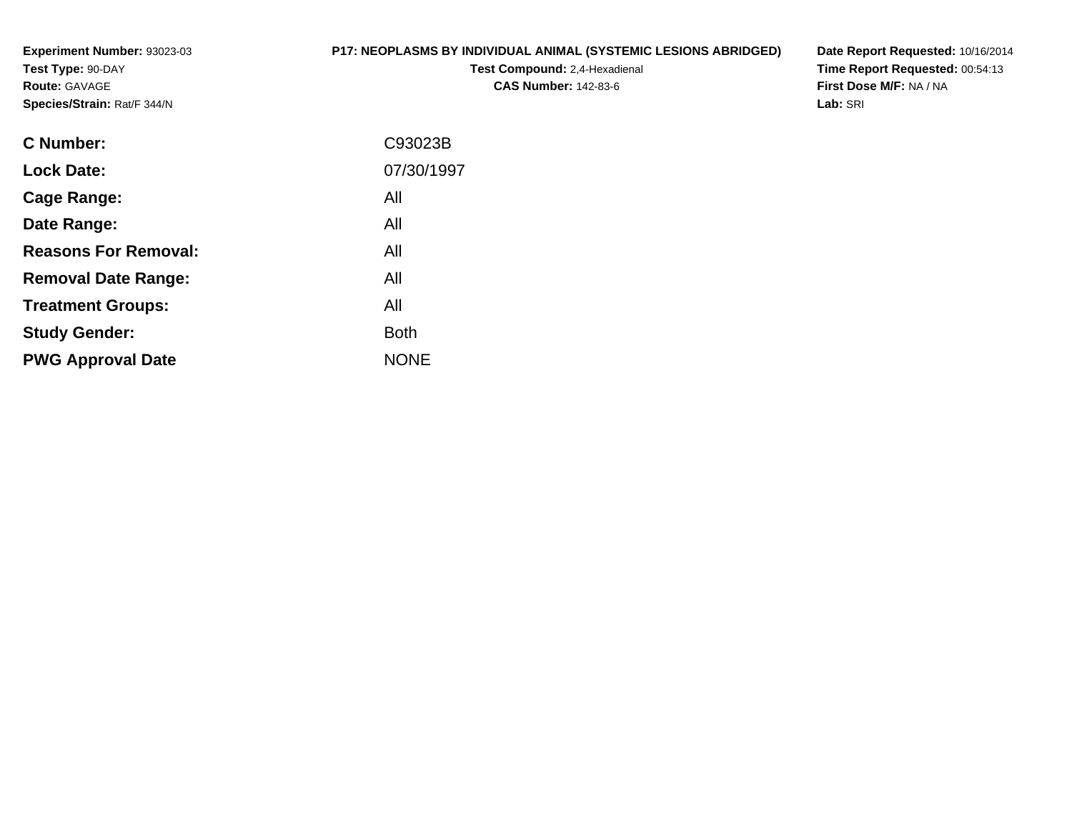**Experiment Number:** 93023-03
**Test Type:** 90-DAY
**Route:** GAVAGE
**Species/Strain:** Rat/F 344/N

**P17: NEOPLASMS BY INDIVIDUAL ANIMAL (SYSTEMIC LESIONS ABRIDGED)**
**Test Compound:** 2,4-Hexadienal
**CAS Number:** 142-83-6

**Date Report Requested:** 10/16/2014
**Time Report Requested:** 00:54:13
**First Dose M/F:** NA / NA
**Lab:** SRI

| | |
|---|---|
| **C Number:** | C93023B |
| **Lock Date:** | 07/30/1997 |
| **Cage Range:** | All |
| **Date Range:** | All |
| **Reasons For Removal:** | All |
| **Removal Date Range:** | All |
| **Treatment Groups:** | All |
| **Study Gender:** | Both |
| **PWG Approval Date** | NONE |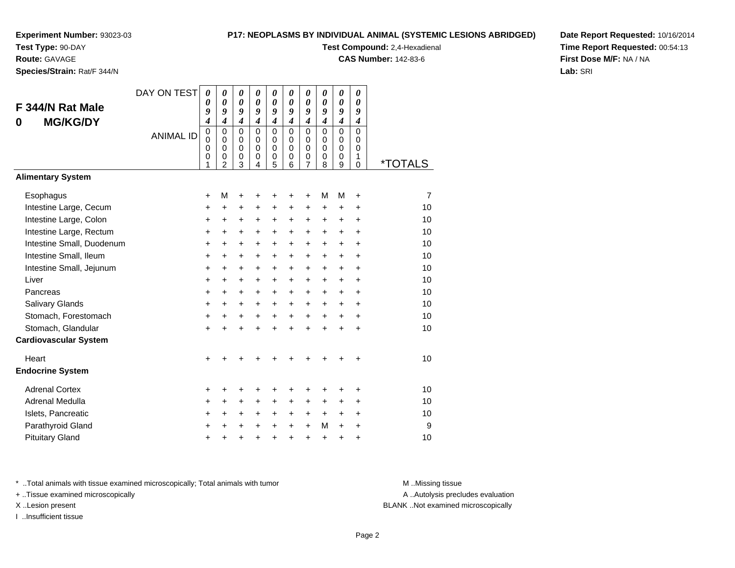**Experiment Number:** 93023-03
**Test Type:** 90-DAY
**Route:** GAVAGE
**Species/Strain:** Rat/F 344/N

**P17: NEOPLASMS BY INDIVIDUAL ANIMAL (SYSTEMIC LESIONS ABRIDGED)**
**Test Compound:** 2,4-Hexadienal
**CAS Number:** 142-83-6

**Date Report Requested:** 10/16/2014
**Time Report Requested:** 00:54:13
**First Dose M/F:** NA / NA
**Lab:** SRI

## F 344/N Rat Male
## 0 MG/KG/DY

| DAY ON TEST | 0094 | 0094 | 0094 | 0094 | 0094 | 0094 | 0094 | 0094 | 0094 | 0094 | |
|---|---|---|---|---|---|---|---|---|---|---|---|
| ANIMAL ID | 00001 | 00002 | 00003 | 00004 | 00005 | 00006 | 00007 | 00008 | 00009 | 00010 | *TOTALS |
| **Alimentary System** | | | | | | | | | | | |
| Esophagus | + | M | + | + | + | + | + | M | M | + | 7 |
| Intestine Large, Cecum | + | + | + | + | + | + | + | + | + | + | 10 |
| Intestine Large, Colon | + | + | + | + | + | + | + | + | + | + | 10 |
| Intestine Large, Rectum | + | + | + | + | + | + | + | + | + | + | 10 |
| Intestine Small, Duodenum | + | + | + | + | + | + | + | + | + | + | 10 |
| Intestine Small, Ileum | + | + | + | + | + | + | + | + | + | + | 10 |
| Intestine Small, Jejunum | + | + | + | + | + | + | + | + | + | + | 10 |
| Liver | + | + | + | + | + | + | + | + | + | + | 10 |
| Pancreas | + | + | + | + | + | + | + | + | + | + | 10 |
| Salivary Glands | + | + | + | + | + | + | + | + | + | + | 10 |
| Stomach, Forestomach | + | + | + | + | + | + | + | + | + | + | 10 |
| Stomach, Glandular | + | + | + | + | + | + | + | + | + | + | 10 |
| **Cardiovascular System** | | | | | | | | | | | |
| Heart | + | + | + | + | + | + | + | + | + | + | 10 |
| **Endocrine System** | | | | | | | | | | | |
| Adrenal Cortex | + | + | + | + | + | + | + | + | + | + | 10 |
| Adrenal Medulla | + | + | + | + | + | + | + | + | + | + | 10 |
| Islets, Pancreatic | + | + | + | + | + | + | + | + | + | + | 10 |
| Parathyroid Gland | + | + | + | + | + | + | + | M | + | + | 9 |
| Pituitary Gland | + | + | + | + | + | + | + | + | + | + | 10 |

* ..Total animals with tissue examined microscopically; Total animals with tumor
+ ..Tissue examined microscopically
X ..Lesion present
I ..Insufficient tissue

M ..Missing tissue
A ..Autolysis precludes evaluation
BLANK ..Not examined microscopically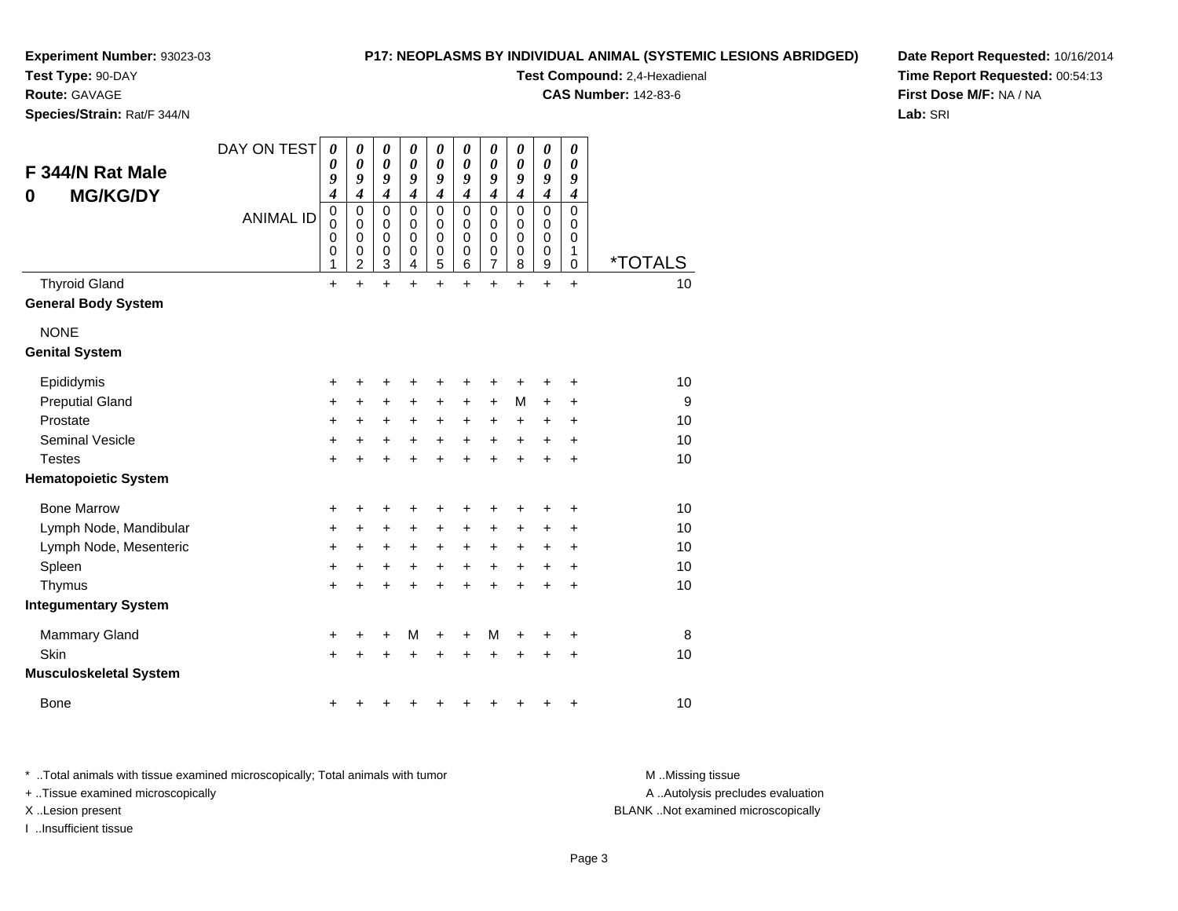**Experiment Number:** 93023-03
**Test Type:** 90-DAY
**Route:** GAVAGE
**Species/Strain:** Rat/F 344/N

**P17: NEOPLASMS BY INDIVIDUAL ANIMAL (SYSTEMIC LESIONS ABRIDGED)**
**Test Compound:** 2,4-Hexadienal
**CAS Number:** 142-83-6

**Date Report Requested:** 10/16/2014
**Time Report Requested:** 00:54:13
**First Dose M/F:** NA / NA
**Lab:** SRI

## F 344/N Rat Male
## 0 MG/KG/DY

| DAY ON TEST | 0094 | 0094 | 0094 | 0094 | 0094 | 0094 | 0094 | 0094 | 0094 | 0094 | |
|---|---|---|---|---|---|---|---|---|---|---|---|
| **ANIMAL ID** | 00001 | 00002 | 00003 | 00004 | 00005 | 00006 | 00007 | 00008 | 00009 | 00010 | ***TOTALS** |
| Thyroid Gland | + | + | + | + | + | + | + | + | + | + | 10 |
| **General Body System** | | | | | | | | | | | |
| NONE | | | | | | | | | | | |
| **Genital System** | | | | | | | | | | | |
| Epididymis | + | + | + | + | + | + | + | + | + | + | 10 |
| Preputial Gland | + | + | + | + | + | + | + | M | + | + | 9 |
| Prostate | + | + | + | + | + | + | + | + | + | + | 10 |
| Seminal Vesicle | + | + | + | + | + | + | + | + | + | + | 10 |
| Testes | + | + | + | + | + | + | + | + | + | + | 10 |
| **Hematopoietic System** | | | | | | | | | | | |
| Bone Marrow | + | + | + | + | + | + | + | + | + | + | 10 |
| Lymph Node, Mandibular | + | + | + | + | + | + | + | + | + | + | 10 |
| Lymph Node, Mesenteric | + | + | + | + | + | + | + | + | + | + | 10 |
| Spleen | + | + | + | + | + | + | + | + | + | + | 10 |
| Thymus | + | + | + | + | + | + | + | + | + | + | 10 |
| **Integumentary System** | | | | | | | | | | | |
| Mammary Gland | + | + | + | M | + | + | M | + | + | + | 8 |
| Skin | + | + | + | + | + | + | + | + | + | + | 10 |
| **Musculoskeletal System** | | | | | | | | | | | |
| Bone | + | + | + | + | + | + | + | + | + | + | 10 |

* ..Total animals with tissue examined microscopically; Total animals with tumor
+ ..Tissue examined microscopically
X ..Lesion present
I ..Insufficient tissue

M ..Missing tissue
A ..Autolysis precludes evaluation
BLANK ..Not examined microscopically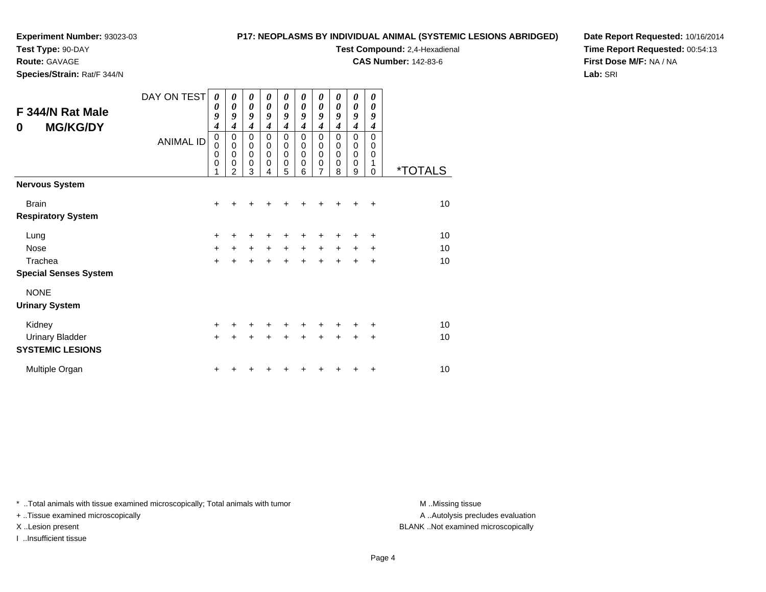**Experiment Number:** 93023-03
**Test Type:** 90-DAY
**Route:** GAVAGE
**Species/Strain:** Rat/F 344/N

**P17: NEOPLASMS BY INDIVIDUAL ANIMAL (SYSTEMIC LESIONS ABRIDGED)**
**Test Compound:** 2,4-Hexadienal
**CAS Number:** 142-83-6

**Date Report Requested:** 10/16/2014
**Time Report Requested:** 00:54:13
**First Dose M/F:** NA / NA
**Lab:** SRI

## F 344/N Rat Male
## 0 MG/KG/DY

| DAY ON TEST | 0094 | 0094 | 0094 | 0094 | 0094 | 0094 | 0094 | 0094 | 0094 | 0094 | |
|---|---|---|---|---|---|---|---|---|---|---|---|
| ANIMAL ID | 00001 | 00002 | 00003 | 00004 | 00005 | 00006 | 00007 | 00008 | 00009 | 00010 | *TOTALS |
| **Nervous System** | | | | | | | | | | | |
| Brain | + | + | + | + | + | + | + | + | + | + | 10 |
| **Respiratory System** | | | | | | | | | | | |
| Lung | + | + | + | + | + | + | + | + | + | + | 10 |
| Nose | + | + | + | + | + | + | + | + | + | + | 10 |
| Trachea | + | + | + | + | + | + | + | + | + | + | 10 |
| **Special Senses System** | | | | | | | | | | | |
| NONE | | | | | | | | | | | |
| **Urinary System** | | | | | | | | | | | |
| Kidney | + | + | + | + | + | + | + | + | + | + | 10 |
| Urinary Bladder | + | + | + | + | + | + | + | + | + | + | 10 |
| **SYSTEMIC LESIONS** | | | | | | | | | | | |
| Multiple Organ | + | + | + | + | + | + | + | + | + | + | 10 |

* ..Total animals with tissue examined microscopically; Total animals with tumor
+ ..Tissue examined microscopically
X ..Lesion present
I ..Insufficient tissue

M ..Missing tissue
A ..Autolysis precludes evaluation
BLANK ..Not examined microscopically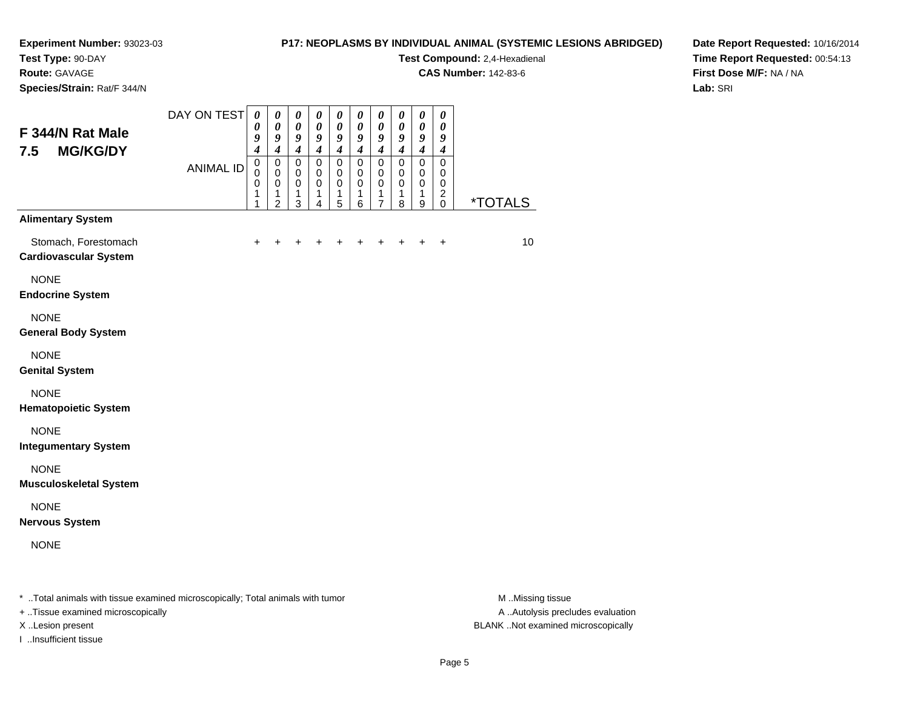**Experiment Number:** 93023-03
**Test Type:** 90-DAY
**Route:** GAVAGE
**Species/Strain:** Rat/F 344/N

**P17: NEOPLASMS BY INDIVIDUAL ANIMAL (SYSTEMIC LESIONS ABRIDGED)**
**Test Compound:** 2,4-Hexadienal
**CAS Number:** 142-83-6

**Date Report Requested:** 10/16/2014
**Time Report Requested:** 00:54:13
**First Dose M/F:** NA / NA
**Lab:** SRI

## F 344/N Rat Male
## 7.5 MG/KG/DY

| DAY ON TEST | 0094 | 0094 | 0094 | 0094 | 0094 | 0094 | 0094 | 0094 | 0094 | 0094 | |
|---|---|---|---|---|---|---|---|---|---|---|---|
| ANIMAL ID | 00011 | 00012 | 00013 | 00014 | 00015 | 00016 | 00017 | 00018 | 00019 | 00020 | *TOTALS |
| **Alimentary System** | | | | | | | | | | | |
| Stomach, Forestomach | + | + | + | + | + | + | + | + | + | + | 10 |
| **Cardiovascular System** | | | | | | | | | | | |
| NONE | | | | | | | | | | | |
| **Endocrine System** | | | | | | | | | | | |
| NONE | | | | | | | | | | | |
| **General Body System** | | | | | | | | | | | |
| NONE | | | | | | | | | | | |
| **Genital System** | | | | | | | | | | | |
| NONE | | | | | | | | | | | |
| **Hematopoietic System** | | | | | | | | | | | |
| NONE | | | | | | | | | | | |
| **Integumentary System** | | | | | | | | | | | |
| NONE | | | | | | | | | | | |
| **Musculoskeletal System** | | | | | | | | | | | |
| NONE | | | | | | | | | | | |
| **Nervous System** | | | | | | | | | | | |
| NONE | | | | | | | | | | | |

\* ..Total animals with tissue examined microscopically; Total animals with tumor
+ ..Tissue examined microscopically
X ..Lesion present
I ..Insufficient tissue

M ..Missing tissue
A ..Autolysis precludes evaluation
BLANK ..Not examined microscopically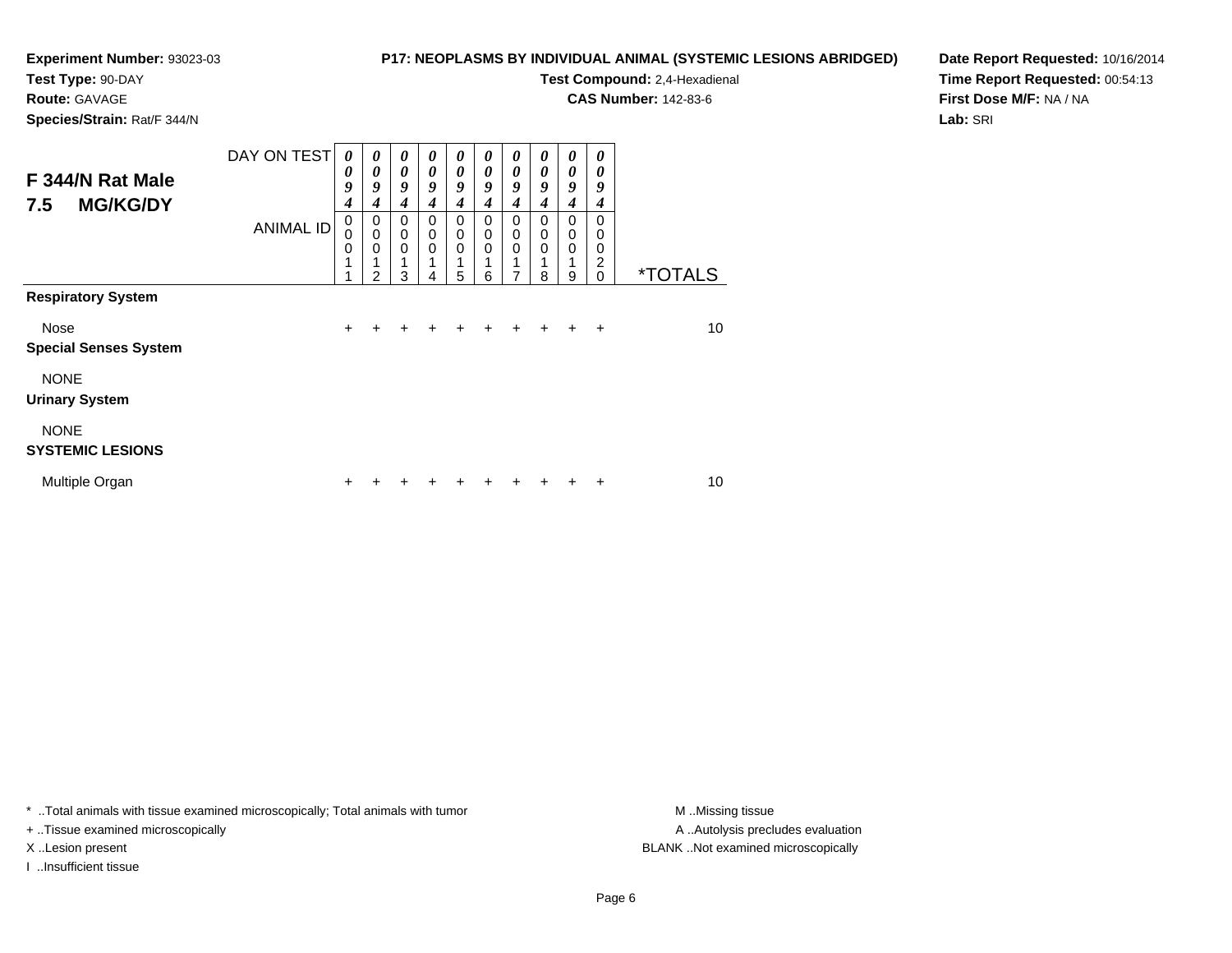**Experiment Number:** 93023-03
**Test Type:** 90-DAY
**Route:** GAVAGE
**Species/Strain:** Rat/F 344/N

**P17: NEOPLASMS BY INDIVIDUAL ANIMAL (SYSTEMIC LESIONS ABRIDGED)**
**Test Compound:** 2,4-Hexadienal
**CAS Number:** 142-83-6

**Date Report Requested:** 10/16/2014
**Time Report Requested:** 00:54:13
**First Dose M/F:** NA / NA
**Lab:** SRI

## F 344/N Rat Male 7.5 MG/KG/DY

| DAY ON TEST | 0094 | 0094 | 0094 | 0094 | 0094 | 0094 | 0094 | 0094 | 0094 | 0094 | |
|---|---|---|---|---|---|---|---|---|---|---|---|
| ANIMAL ID | 00011 | 00012 | 00013 | 00014 | 00015 | 00016 | 00017 | 00018 | 00019 | 00020 | *TOTALS |
| **Respiratory System** | | | | | | | | | | | |
| Nose | + | + | + | + | + | + | + | + | + | + | 10 |
| **Special Senses System** | | | | | | | | | | | |
| NONE | | | | | | | | | | | |
| **Urinary System** | | | | | | | | | | | |
| NONE | | | | | | | | | | | |
| **SYSTEMIC LESIONS** | | | | | | | | | | | |
| Multiple Organ | + | + | + | + | + | + | + | + | + | + | 10 |

\* ..Total animals with tissue examined microscopically; Total animals with tumor
+ ..Tissue examined microscopically
X ..Lesion present
I ..Insufficient tissue

M ..Missing tissue
A ..Autolysis precludes evaluation
BLANK ..Not examined microscopically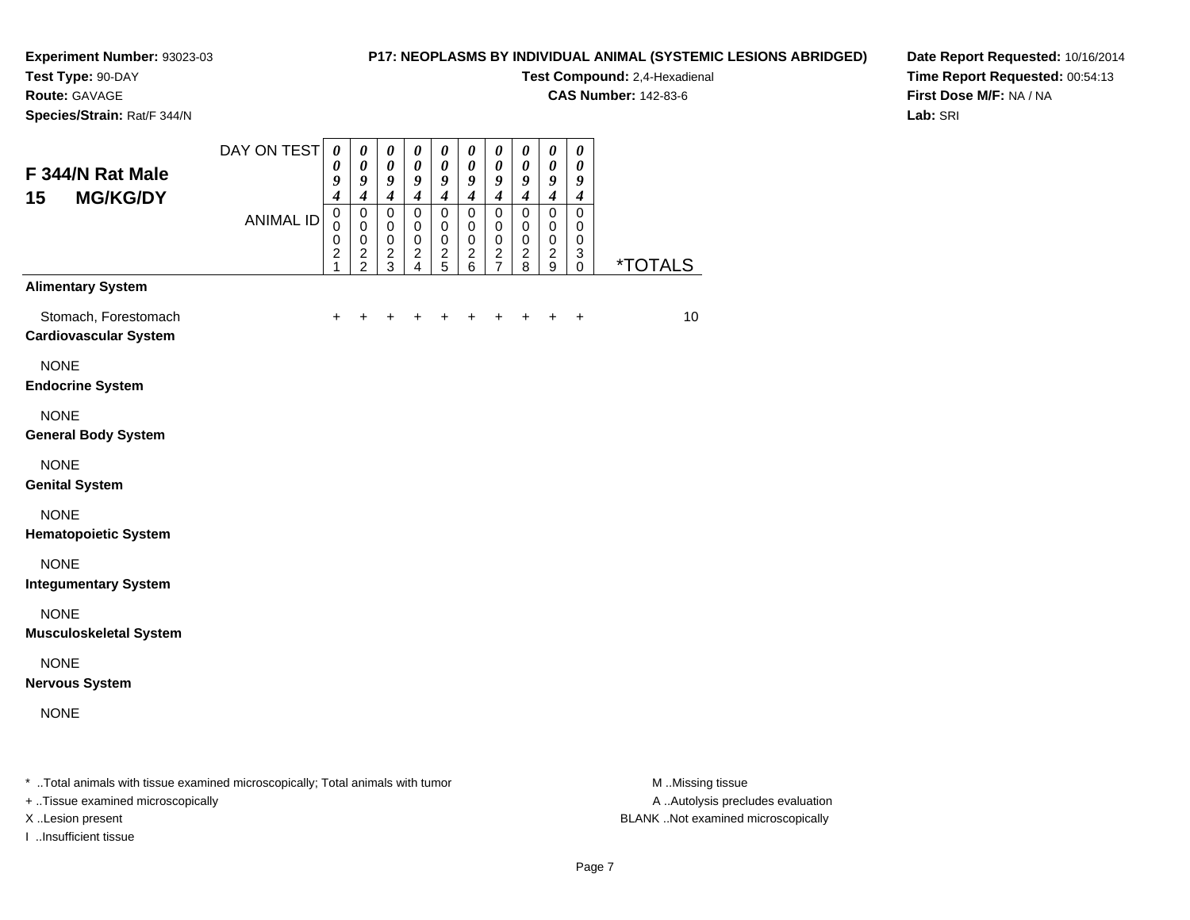**Experiment Number:** 93023-03
**Test Type:** 90-DAY
**Route:** GAVAGE
**Species/Strain:** Rat/F 344/N

**P17: NEOPLASMS BY INDIVIDUAL ANIMAL (SYSTEMIC LESIONS ABRIDGED)**
**Test Compound:** 2,4-Hexadienal
**CAS Number:** 142-83-6

**Date Report Requested:** 10/16/2014
**Time Report Requested:** 00:54:13
**First Dose M/F:** NA / NA
**Lab:** SRI

## F 344/N Rat Male 15 MG/KG/DY

| DAY ON TEST | 0094 | 0094 | 0094 | 0094 | 0094 | 0094 | 0094 | 0094 | 0094 | 0094 | |
|---|---|---|---|---|---|---|---|---|---|---|---|
| **ANIMAL ID** | 00021 | 00022 | 00023 | 00024 | 00025 | 00026 | 00027 | 00028 | 00029 | 00030 | ***TOTALS** |
| **Alimentary System** | | | | | | | | | | | |
| Stomach, Forestomach | + | + | + | + | + | + | + | + | + | + | 10 |
| **Cardiovascular System** | | | | | | | | | | | |
| NONE | | | | | | | | | | | |
| **Endocrine System** | | | | | | | | | | | |
| NONE | | | | | | | | | | | |
| **General Body System** | | | | | | | | | | | |
| NONE | | | | | | | | | | | |
| **Genital System** | | | | | | | | | | | |
| NONE | | | | | | | | | | | |
| **Hematopoietic System** | | | | | | | | | | | |
| NONE | | | | | | | | | | | |
| **Integumentary System** | | | | | | | | | | | |
| NONE | | | | | | | | | | | |
| **Musculoskeletal System** | | | | | | | | | | | |
| NONE | | | | | | | | | | | |
| **Nervous System** | | | | | | | | | | | |
| NONE | | | | | | | | | | | |

* ..Total animals with tissue examined microscopically; Total animals with tumor
+ ..Tissue examined microscopically
X ..Lesion present
I ..Insufficient tissue

M ..Missing tissue
A ..Autolysis precludes evaluation
BLANK ..Not examined microscopically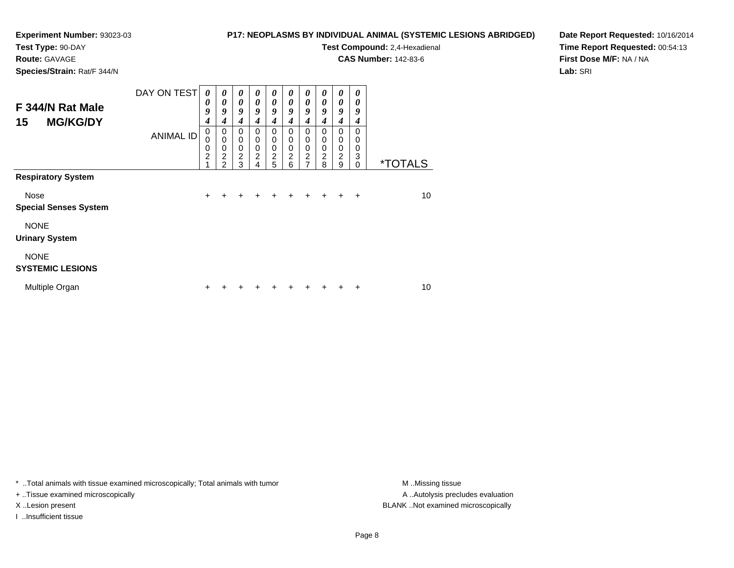**Experiment Number:** 93023-03
**Test Type:** 90-DAY
**Route:** GAVAGE
**Species/Strain:** Rat/F 344/N

**P17: NEOPLASMS BY INDIVIDUAL ANIMAL (SYSTEMIC LESIONS ABRIDGED)**
**Test Compound:** 2,4-Hexadienal
**CAS Number:** 142-83-6

**Date Report Requested:** 10/16/2014
**Time Report Requested:** 00:54:13
**First Dose M/F:** NA / NA
**Lab:** SRI

## F 344/N Rat Male
## 15 MG/KG/DY

| DAY ON TEST | 0094 | 0094 | 0094 | 0094 | 0094 | 0094 | 0094 | 0094 | 0094 | 0094 | |
|---|---|---|---|---|---|---|---|---|---|---|---|
| ANIMAL ID | 00021 | 00022 | 00023 | 00024 | 00025 | 00026 | 00027 | 00028 | 00029 | 00030 | *TOTALS |
| **Respiratory System** | | | | | | | | | | | |
| Nose | + | + | + | + | + | + | + | + | + | + | 10 |
| **Special Senses System** | | | | | | | | | | | |
| NONE | | | | | | | | | | | |
| **Urinary System** | | | | | | | | | | | |
| NONE | | | | | | | | | | | |
| **SYSTEMIC LESIONS** | | | | | | | | | | | |
| Multiple Organ | + | + | + | + | + | + | + | + | + | + | 10 |

* ..Total animals with tissue examined microscopically; Total animals with tumor
+ ..Tissue examined microscopically
X ..Lesion present
I ..Insufficient tissue

M ..Missing tissue
A ..Autolysis precludes evaluation
BLANK ..Not examined microscopically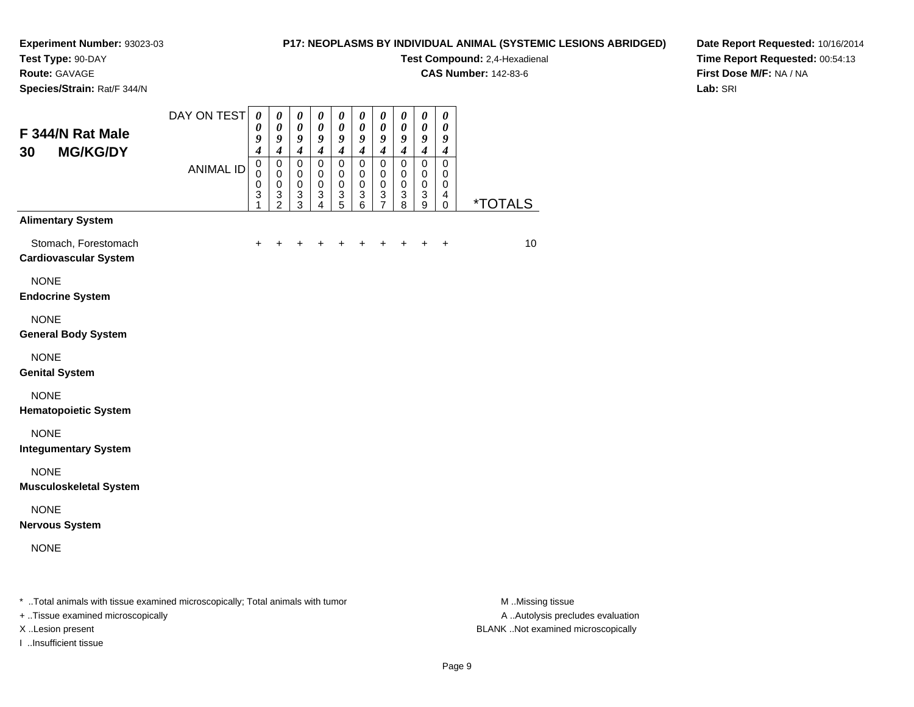**Experiment Number:** 93023-03
**Test Type:** 90-DAY
**Route:** GAVAGE
**Species/Strain:** Rat/F 344/N

**P17: NEOPLASMS BY INDIVIDUAL ANIMAL (SYSTEMIC LESIONS ABRIDGED)**
**Test Compound:** 2,4-Hexadienal
**CAS Number:** 142-83-6

**Date Report Requested:** 10/16/2014
**Time Report Requested:** 00:54:13
**First Dose M/F:** NA / NA
**Lab:** SRI

## F 344/N Rat Male 30 MG/KG/DY

| DAY ON TEST | 0094 | 0094 | 0094 | 0094 | 0094 | 0094 | 0094 | 0094 | 0094 | 0094 | |
|---|---|---|---|---|---|---|---|---|---|---|---|
| ANIMAL ID | 00031 | 00032 | 00033 | 00034 | 00035 | 00036 | 00037 | 00038 | 00039 | 00040 | *TOTALS |
| **Alimentary System** | | | | | | | | | | | |
| Stomach, Forestomach | + | + | + | + | + | + | + | + | + | + | 10 |
| **Cardiovascular System** | | | | | | | | | | | |
| NONE | | | | | | | | | | | |
| **Endocrine System** | | | | | | | | | | | |
| NONE | | | | | | | | | | | |
| **General Body System** | | | | | | | | | | | |
| NONE | | | | | | | | | | | |
| **Genital System** | | | | | | | | | | | |
| NONE | | | | | | | | | | | |
| **Hematopoietic System** | | | | | | | | | | | |
| NONE | | | | | | | | | | | |
| **Integumentary System** | | | | | | | | | | | |
| NONE | | | | | | | | | | | |
| **Musculoskeletal System** | | | | | | | | | | | |
| NONE | | | | | | | | | | | |
| **Nervous System** | | | | | | | | | | | |
| NONE | | | | | | | | | | | |

* ..Total animals with tissue examined microscopically; Total animals with tumor
+ ..Tissue examined microscopically
X ..Lesion present
I ..Insufficient tissue

M ..Missing tissue
A ..Autolysis precludes evaluation
BLANK ..Not examined microscopically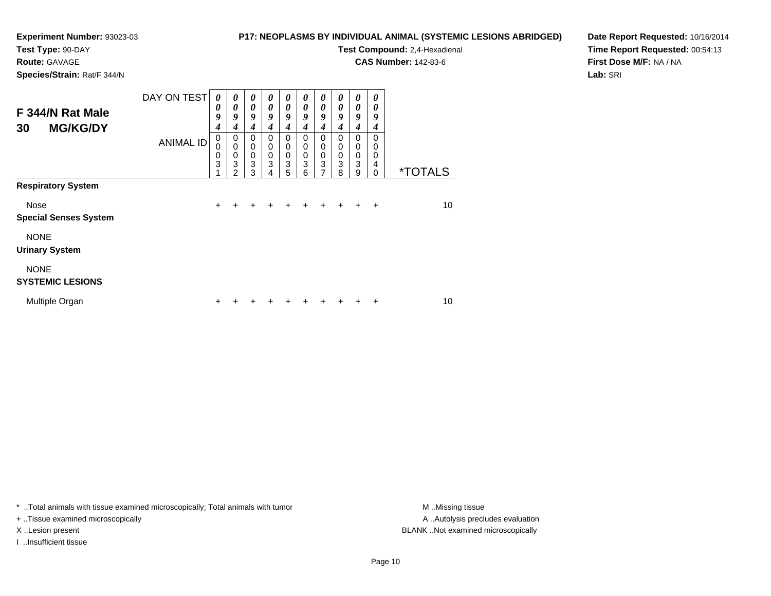**Experiment Number:** 93023-03
**Test Type:** 90-DAY
**Route:** GAVAGE
**Species/Strain:** Rat/F 344/N

**P17: NEOPLASMS BY INDIVIDUAL ANIMAL (SYSTEMIC LESIONS ABRIDGED)**
**Test Compound:** 2,4-Hexadienal
**CAS Number:** 142-83-6

**Date Report Requested:** 10/16/2014
**Time Report Requested:** 00:54:13
**First Dose M/F:** NA / NA
**Lab:** SRI

## F 344/N Rat Male 30 MG/KG/DY

| DAY ON TEST | 0094 | 0094 | 0094 | 0094 | 0094 | 0094 | 0094 | 0094 | 0094 | 0094 | |
|---|---|---|---|---|---|---|---|---|---|---|---|
| ANIMAL ID | 00031 | 00032 | 00033 | 00034 | 00035 | 00036 | 00037 | 00038 | 00039 | 00040 | *TOTALS |
| **Respiratory System** | | | | | | | | | | | |
| Nose | + | + | + | + | + | + | + | + | + | + | 10 |
| **Special Senses System** | | | | | | | | | | | |
| NONE | | | | | | | | | | | |
| **Urinary System** | | | | | | | | | | | |
| NONE | | | | | | | | | | | |
| **SYSTEMIC LESIONS** | | | | | | | | | | | |
| Multiple Organ | + | + | + | + | + | + | + | + | + | + | 10 |

* ..Total animals with tissue examined microscopically; Total animals with tumor
+ ..Tissue examined microscopically
X ..Lesion present
I ..Insufficient tissue

M ..Missing tissue
A ..Autolysis precludes evaluation
BLANK ..Not examined microscopically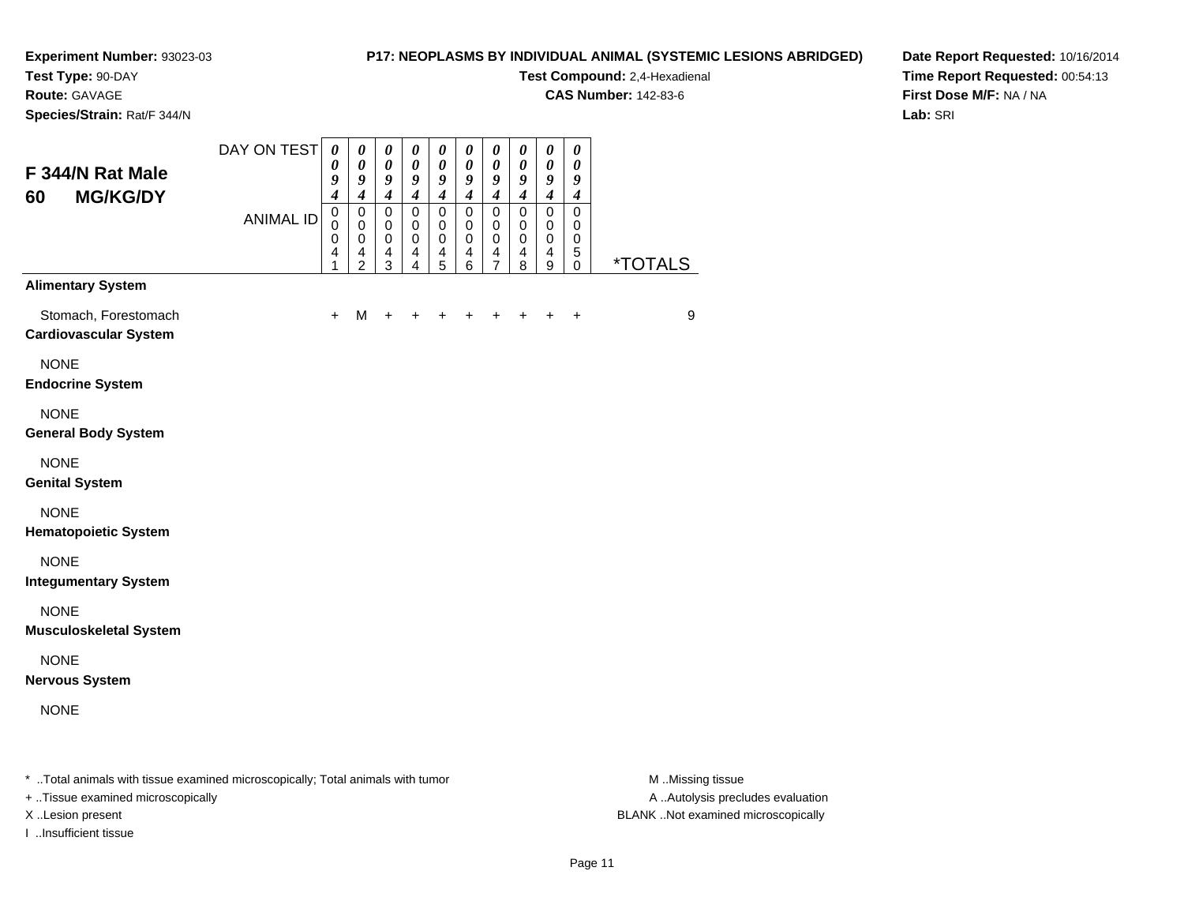**Experiment Number:** 93023-03
**Test Type:** 90-DAY
**Route:** GAVAGE
**Species/Strain:** Rat/F 344/N

**P17: NEOPLASMS BY INDIVIDUAL ANIMAL (SYSTEMIC LESIONS ABRIDGED)**
**Test Compound:** 2,4-Hexadienal
**CAS Number:** 142-83-6

**Date Report Requested:** 10/16/2014
**Time Report Requested:** 00:54:13
**First Dose M/F:** NA / NA
**Lab:** SRI

## F 344/N Rat Male
## 60 MG/KG/DY

| DAY ON TEST | 0094 | 0094 | 0094 | 0094 | 0094 | 0094 | 0094 | 0094 | 0094 | 0094 | |
|---|---|---|---|---|---|---|---|---|---|---|---|
| ANIMAL ID | 00041 | 00042 | 00043 | 00044 | 00045 | 00046 | 00047 | 00048 | 00049 | 00050 | *TOTALS |
| **Alimentary System** | | | | | | | | | | | |
| Stomach, Forestomach | + | M | + | + | + | + | + | + | + | + | 9 |
| **Cardiovascular System** | | | | | | | | | | | |
| NONE | | | | | | | | | | | |
| **Endocrine System** | | | | | | | | | | | |
| NONE | | | | | | | | | | | |
| **General Body System** | | | | | | | | | | | |
| NONE | | | | | | | | | | | |
| **Genital System** | | | | | | | | | | | |
| NONE | | | | | | | | | | | |
| **Hematopoietic System** | | | | | | | | | | | |
| NONE | | | | | | | | | | | |
| **Integumentary System** | | | | | | | | | | | |
| NONE | | | | | | | | | | | |
| **Musculoskeletal System** | | | | | | | | | | | |
| NONE | | | | | | | | | | | |
| **Nervous System** | | | | | | | | | | | |
| NONE | | | | | | | | | | | |

* ..Total animals with tissue examined microscopically; Total animals with tumor
+ ..Tissue examined microscopically
X ..Lesion present
I ..Insufficient tissue

M ..Missing tissue
A ..Autolysis precludes evaluation
BLANK ..Not examined microscopically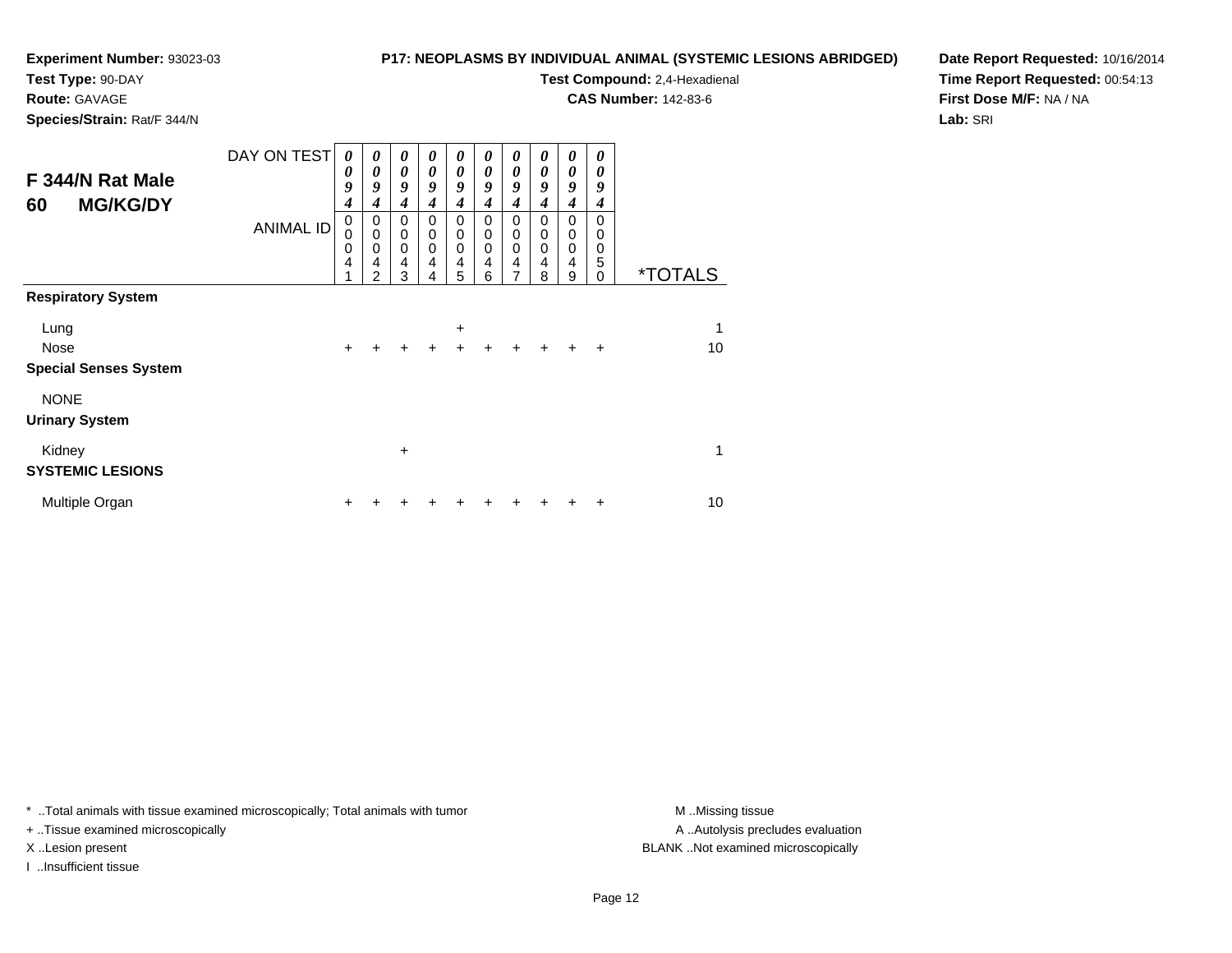**Experiment Number:** 93023-03
**Test Type:** 90-DAY
**Route:** GAVAGE
**Species/Strain:** Rat/F 344/N

**P17: NEOPLASMS BY INDIVIDUAL ANIMAL (SYSTEMIC LESIONS ABRIDGED)**
**Test Compound:** 2,4-Hexadienal
**CAS Number:** 142-83-6

**Date Report Requested:** 10/16/2014
**Time Report Requested:** 00:54:13
**First Dose M/F:** NA / NA
**Lab:** SRI

## F 344/N Rat Male 60 MG/KG/DY

| DAY ON TEST | 0094 | 0094 | 0094 | 0094 | 0094 | 0094 | 0094 | 0094 | 0094 | 0094 | |
|---|---|---|---|---|---|---|---|---|---|---|---|
| ANIMAL ID | 00041 | 00042 | 00043 | 00044 | 00045 | 00046 | 00047 | 00048 | 00049 | 00050 | *TOTALS |
| **Respiratory System** | | | | | | | | | | | |
| Lung | | | | | + | | | | | | 1 |
| Nose | + | + | + | + | + | + | + | + | + | + | 10 |
| **Special Senses System** | | | | | | | | | | | |
| NONE | | | | | | | | | | | |
| **Urinary System** | | | | | | | | | | | |
| Kidney | | | + | | | | | | | | 1 |
| **SYSTEMIC LESIONS** | | | | | | | | | | | |
| Multiple Organ | + | + | + | + | + | + | + | + | + | + | 10 |

* ..Total animals with tissue examined microscopically; Total animals with tumor
+ ..Tissue examined microscopically
X ..Lesion present
I ..Insufficient tissue

M ..Missing tissue
A ..Autolysis precludes evaluation
BLANK ..Not examined microscopically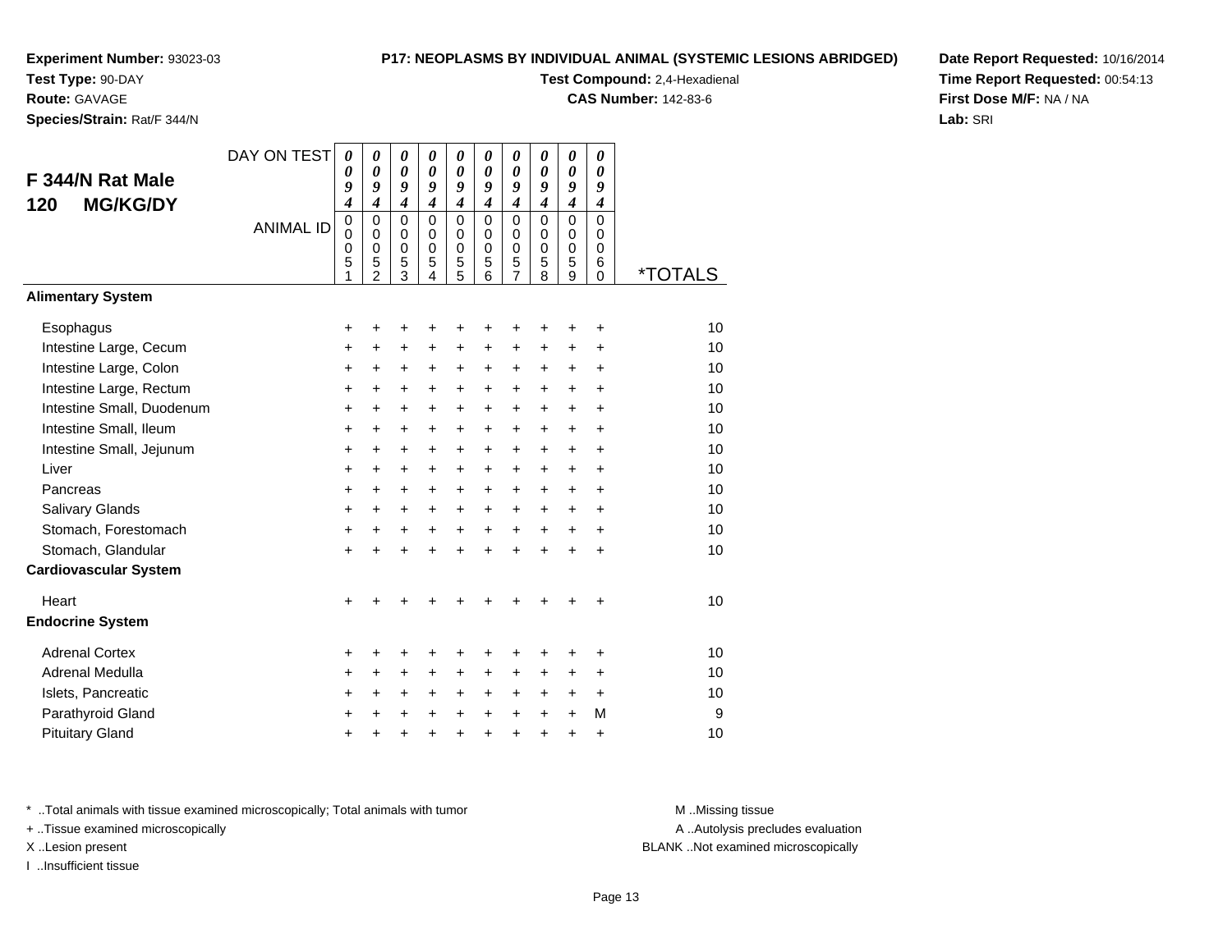**Experiment Number:** 93023-03
**Test Type:** 90-DAY
**Route:** GAVAGE
**Species/Strain:** Rat/F 344/N

**P17: NEOPLASMS BY INDIVIDUAL ANIMAL (SYSTEMIC LESIONS ABRIDGED)**
**Test Compound:** 2,4-Hexadienal
**CAS Number:** 142-83-6

**Date Report Requested:** 10/16/2014
**Time Report Requested:** 00:54:13
**First Dose M/F:** NA / NA
**Lab:** SRI

## F 344/N Rat Male 120 MG/KG/DY

| DAY ON TEST | 0094 | 0094 | 0094 | 0094 | 0094 | 0094 | 0094 | 0094 | 0094 | 0094 | |
|---|---|---|---|---|---|---|---|---|---|---|---|
| ANIMAL ID | 00051 | 00052 | 00053 | 00054 | 00055 | 00056 | 00057 | 00058 | 00059 | 00060 | *TOTALS |
| **Alimentary System** | | | | | | | | | | | |
| Esophagus | + | + | + | + | + | + | + | + | + | + | 10 |
| Intestine Large, Cecum | + | + | + | + | + | + | + | + | + | + | 10 |
| Intestine Large, Colon | + | + | + | + | + | + | + | + | + | + | 10 |
| Intestine Large, Rectum | + | + | + | + | + | + | + | + | + | + | 10 |
| Intestine Small, Duodenum | + | + | + | + | + | + | + | + | + | + | 10 |
| Intestine Small, Ileum | + | + | + | + | + | + | + | + | + | + | 10 |
| Intestine Small, Jejunum | + | + | + | + | + | + | + | + | + | + | 10 |
| Liver | + | + | + | + | + | + | + | + | + | + | 10 |
| Pancreas | + | + | + | + | + | + | + | + | + | + | 10 |
| Salivary Glands | + | + | + | + | + | + | + | + | + | + | 10 |
| Stomach, Forestomach | + | + | + | + | + | + | + | + | + | + | 10 |
| Stomach, Glandular | + | + | + | + | + | + | + | + | + | + | 10 |
| **Cardiovascular System** | | | | | | | | | | | |
| Heart | + | + | + | + | + | + | + | + | + | + | 10 |
| **Endocrine System** | | | | | | | | | | | |
| Adrenal Cortex | + | + | + | + | + | + | + | + | + | + | 10 |
| Adrenal Medulla | + | + | + | + | + | + | + | + | + | + | 10 |
| Islets, Pancreatic | + | + | + | + | + | + | + | + | + | + | 10 |
| Parathyroid Gland | + | + | + | + | + | + | + | + | + | M | 9 |
| Pituitary Gland | + | + | + | + | + | + | + | + | + | + | 10 |

\* ..Total animals with tissue examined microscopically; Total animals with tumor
\+ ..Tissue examined microscopically
X ..Lesion present
I ..Insufficient tissue

M ..Missing tissue
A ..Autolysis precludes evaluation
BLANK ..Not examined microscopically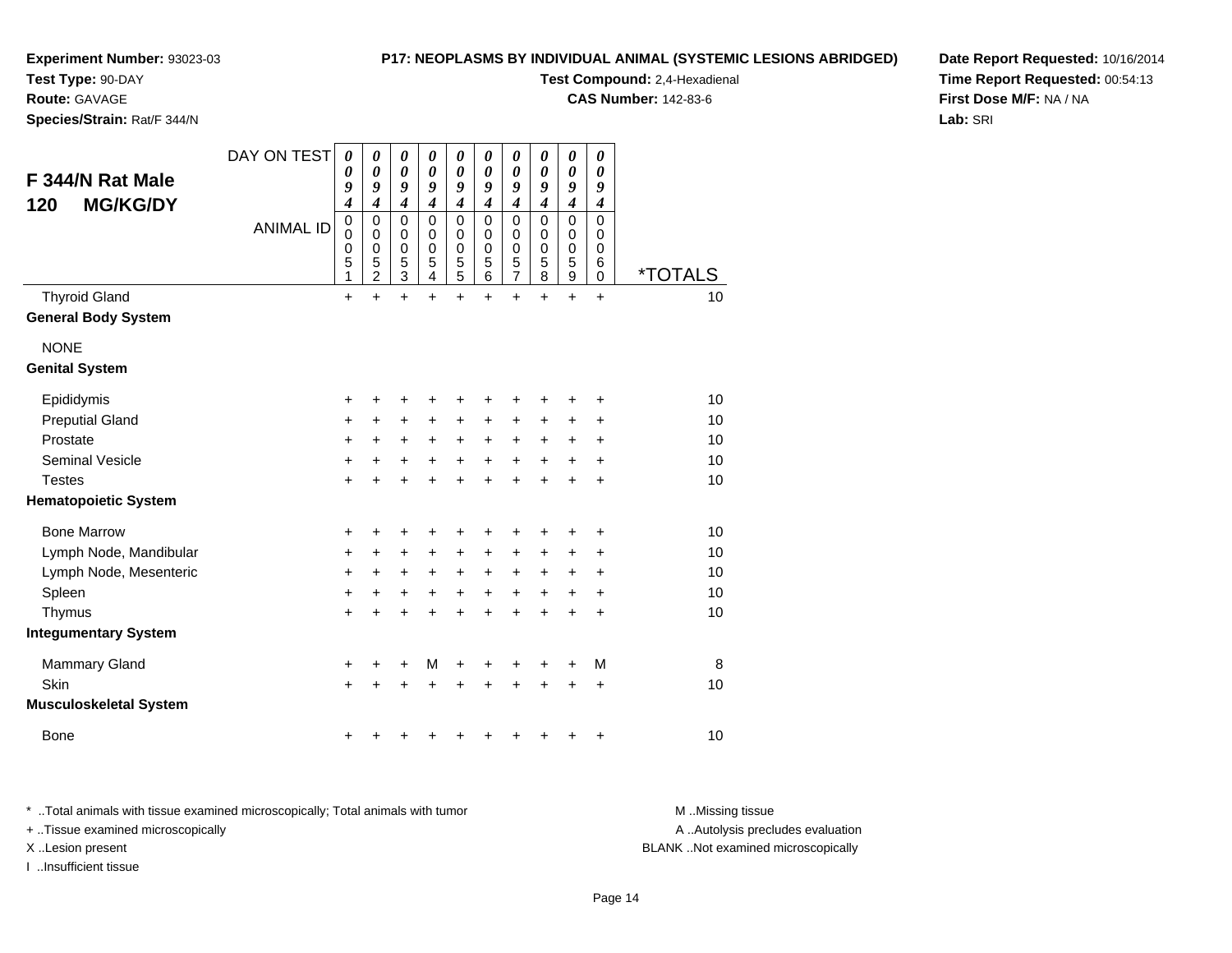**Experiment Number:** 93023-03
**Test Type:** 90-DAY
**Route:** GAVAGE
**Species/Strain:** Rat/F 344/N

**P17: NEOPLASMS BY INDIVIDUAL ANIMAL (SYSTEMIC LESIONS ABRIDGED)**
**Test Compound:** 2,4-Hexadienal
**CAS Number:** 142-83-6

**Date Report Requested:** 10/16/2014
**Time Report Requested:** 00:54:13
**First Dose M/F:** NA / NA
**Lab:** SRI

## F 344/N Rat Male 120 MG/KG/DY

| DAY ON TEST | 0094 | 0094 | 0094 | 0094 | 0094 | 0094 | 0094 | 0094 | 0094 | 0094 | |
|---|---|---|---|---|---|---|---|---|---|---|---|
| **ANIMAL ID** | 00051 | 00052 | 00053 | 00054 | 00055 | 00056 | 00057 | 00058 | 00059 | 00060 | ***TOTALS** |
| Thyroid Gland | + | + | + | + | + | + | + | + | + | + | 10 |
| **General Body System** | | | | | | | | | | | |
| NONE | | | | | | | | | | | |
| **Genital System** | | | | | | | | | | | |
| Epididymis | + | + | + | + | + | + | + | + | + | + | 10 |
| Preputial Gland | + | + | + | + | + | + | + | + | + | + | 10 |
| Prostate | + | + | + | + | + | + | + | + | + | + | 10 |
| Seminal Vesicle | + | + | + | + | + | + | + | + | + | + | 10 |
| Testes | + | + | + | + | + | + | + | + | + | + | 10 |
| **Hematopoietic System** | | | | | | | | | | | |
| Bone Marrow | + | + | + | + | + | + | + | + | + | + | 10 |
| Lymph Node, Mandibular | + | + | + | + | + | + | + | + | + | + | 10 |
| Lymph Node, Mesenteric | + | + | + | + | + | + | + | + | + | + | 10 |
| Spleen | + | + | + | + | + | + | + | + | + | + | 10 |
| Thymus | + | + | + | + | + | + | + | + | + | + | 10 |
| **Integumentary System** | | | | | | | | | | | |
| Mammary Gland | + | + | + | M | + | + | + | + | + | M | 8 |
| Skin | + | + | + | + | + | + | + | + | + | + | 10 |
| **Musculoskeletal System** | | | | | | | | | | | |
| Bone | + | + | + | + | + | + | + | + | + | + | 10 |

\* ..Total animals with tissue examined microscopically; Total animals with tumor
\+ ..Tissue examined microscopically
X ..Lesion present
I ..Insufficient tissue

M ..Missing tissue
A ..Autolysis precludes evaluation
BLANK ..Not examined microscopically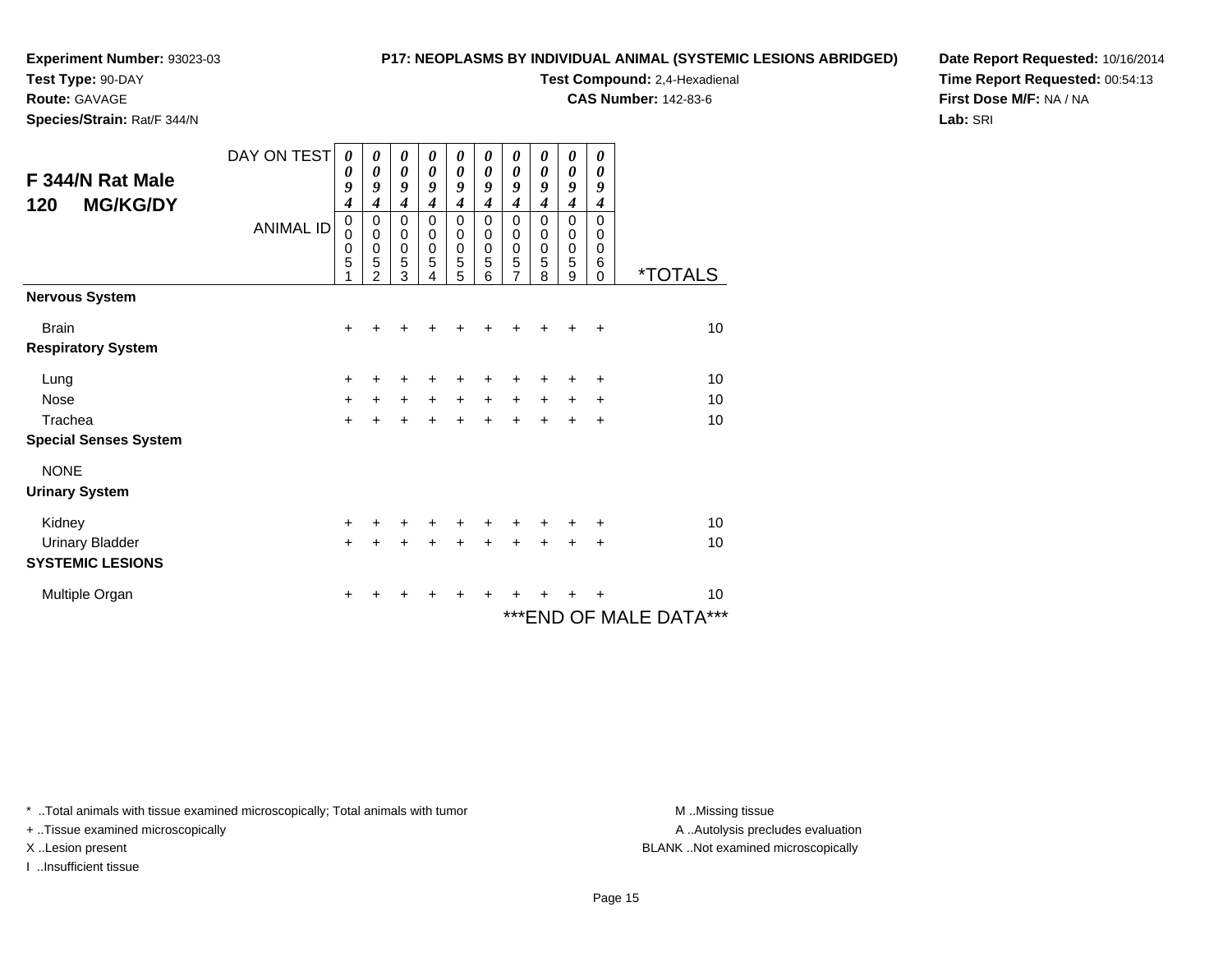**Experiment Number:** 93023-03
**Test Type:** 90-DAY
**Route:** GAVAGE
**Species/Strain:** Rat/F 344/N

**P17: NEOPLASMS BY INDIVIDUAL ANIMAL (SYSTEMIC LESIONS ABRIDGED)**
**Test Compound:** 2,4-Hexadienal
**CAS Number:** 142-83-6

**Date Report Requested:** 10/16/2014
**Time Report Requested:** 00:54:13
**First Dose M/F:** NA / NA
**Lab:** SRI

## F 344/N Rat Male
## 120 MG/KG/DY

| DAY ON TEST | 0094 | 0094 | 0094 | 0094 | 0094 | 0094 | 0094 | 0094 | 0094 | 0094 | |
|---|---|---|---|---|---|---|---|---|---|---|---|
| ANIMAL ID | 00051 | 00052 | 00053 | 00054 | 00055 | 00056 | 00057 | 00058 | 00059 | 00060 | *TOTALS |
| **Nervous System** | | | | | | | | | | | |
| Brain | + | + | + | + | + | + | + | + | + | + | 10 |
| **Respiratory System** | | | | | | | | | | | |
| Lung | + | + | + | + | + | + | + | + | + | + | 10 |
| Nose | + | + | + | + | + | + | + | + | + | + | 10 |
| Trachea | + | + | + | + | + | + | + | + | + | + | 10 |
| **Special Senses System** | | | | | | | | | | | |
| NONE | | | | | | | | | | | |
| **Urinary System** | | | | | | | | | | | |
| Kidney | + | + | + | + | + | + | + | + | + | + | 10 |
| Urinary Bladder | + | + | + | + | + | + | + | + | + | + | 10 |
| **SYSTEMIC LESIONS** | | | | | | | | | | | |
| Multiple Organ | + | + | + | + | + | + | + | + | + | + | 10 |

***END OF MALE DATA***

* ..Total animals with tissue examined microscopically; Total animals with tumor
+ ..Tissue examined microscopically
X ..Lesion present
I ..Insufficient tissue

M ..Missing tissue
A ..Autolysis precludes evaluation
BLANK ..Not examined microscopically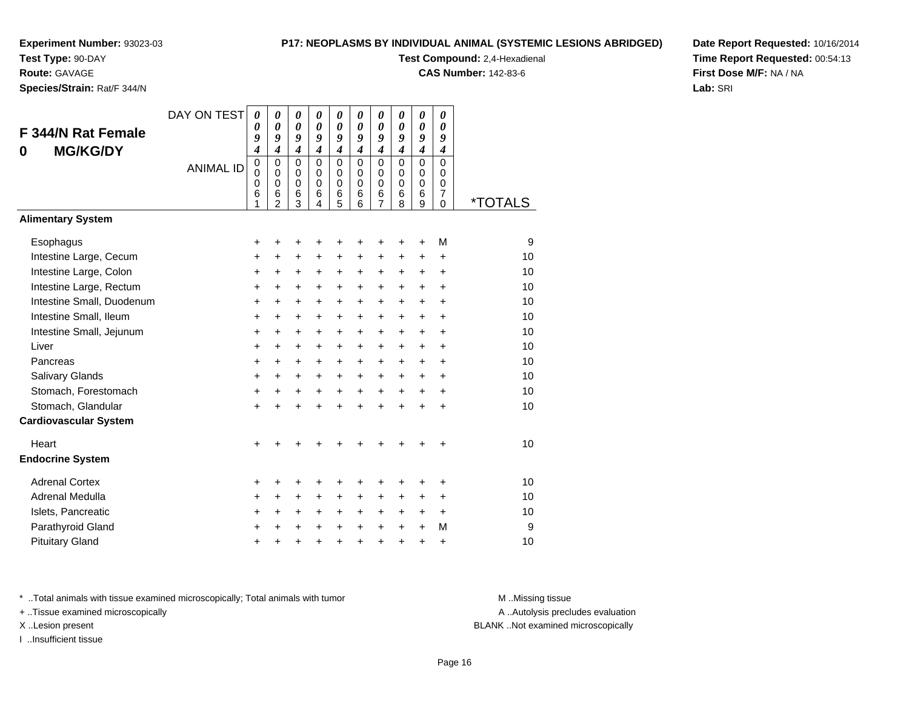**Experiment Number:** 93023-03
**Test Type:** 90-DAY
**Route:** GAVAGE
**Species/Strain:** Rat/F 344/N

**P17: NEOPLASMS BY INDIVIDUAL ANIMAL (SYSTEMIC LESIONS ABRIDGED)**
**Test Compound:** 2,4-Hexadienal
**CAS Number:** 142-83-6

**Date Report Requested:** 10/16/2014
**Time Report Requested:** 00:54:13
**First Dose M/F:** NA / NA
**Lab:** SRI

## F 344/N Rat Female 0 MG/KG/DY

| DAY ON TEST | 0094 | 0094 | 0094 | 0094 | 0094 | 0094 | 0094 | 0094 | 0094 | 0094 | |
|---|---|---|---|---|---|---|---|---|---|---|---|
| ANIMAL ID | 00061 | 00062 | 00063 | 00064 | 00065 | 00066 | 00067 | 00068 | 00069 | 00070 | *TOTALS |
| **Alimentary System** | | | | | | | | | | | |
| Esophagus | + | + | + | + | + | + | + | + | + | M | 9 |
| Intestine Large, Cecum | + | + | + | + | + | + | + | + | + | + | 10 |
| Intestine Large, Colon | + | + | + | + | + | + | + | + | + | + | 10 |
| Intestine Large, Rectum | + | + | + | + | + | + | + | + | + | + | 10 |
| Intestine Small, Duodenum | + | + | + | + | + | + | + | + | + | + | 10 |
| Intestine Small, Ileum | + | + | + | + | + | + | + | + | + | + | 10 |
| Intestine Small, Jejunum | + | + | + | + | + | + | + | + | + | + | 10 |
| Liver | + | + | + | + | + | + | + | + | + | + | 10 |
| Pancreas | + | + | + | + | + | + | + | + | + | + | 10 |
| Salivary Glands | + | + | + | + | + | + | + | + | + | + | 10 |
| Stomach, Forestomach | + | + | + | + | + | + | + | + | + | + | 10 |
| Stomach, Glandular | + | + | + | + | + | + | + | + | + | + | 10 |
| **Cardiovascular System** | | | | | | | | | | | |
| Heart | + | + | + | + | + | + | + | + | + | + | 10 |
| **Endocrine System** | | | | | | | | | | | |
| Adrenal Cortex | + | + | + | + | + | + | + | + | + | + | 10 |
| Adrenal Medulla | + | + | + | + | + | + | + | + | + | + | 10 |
| Islets, Pancreatic | + | + | + | + | + | + | + | + | + | + | 10 |
| Parathyroid Gland | + | + | + | + | + | + | + | + | + | M | 9 |
| Pituitary Gland | + | + | + | + | + | + | + | + | + | + | 10 |

\* ..Total animals with tissue examined microscopically; Total animals with tumor
\+ ..Tissue examined microscopically
X ..Lesion present
I ..Insufficient tissue

M ..Missing tissue
A ..Autolysis precludes evaluation
BLANK ..Not examined microscopically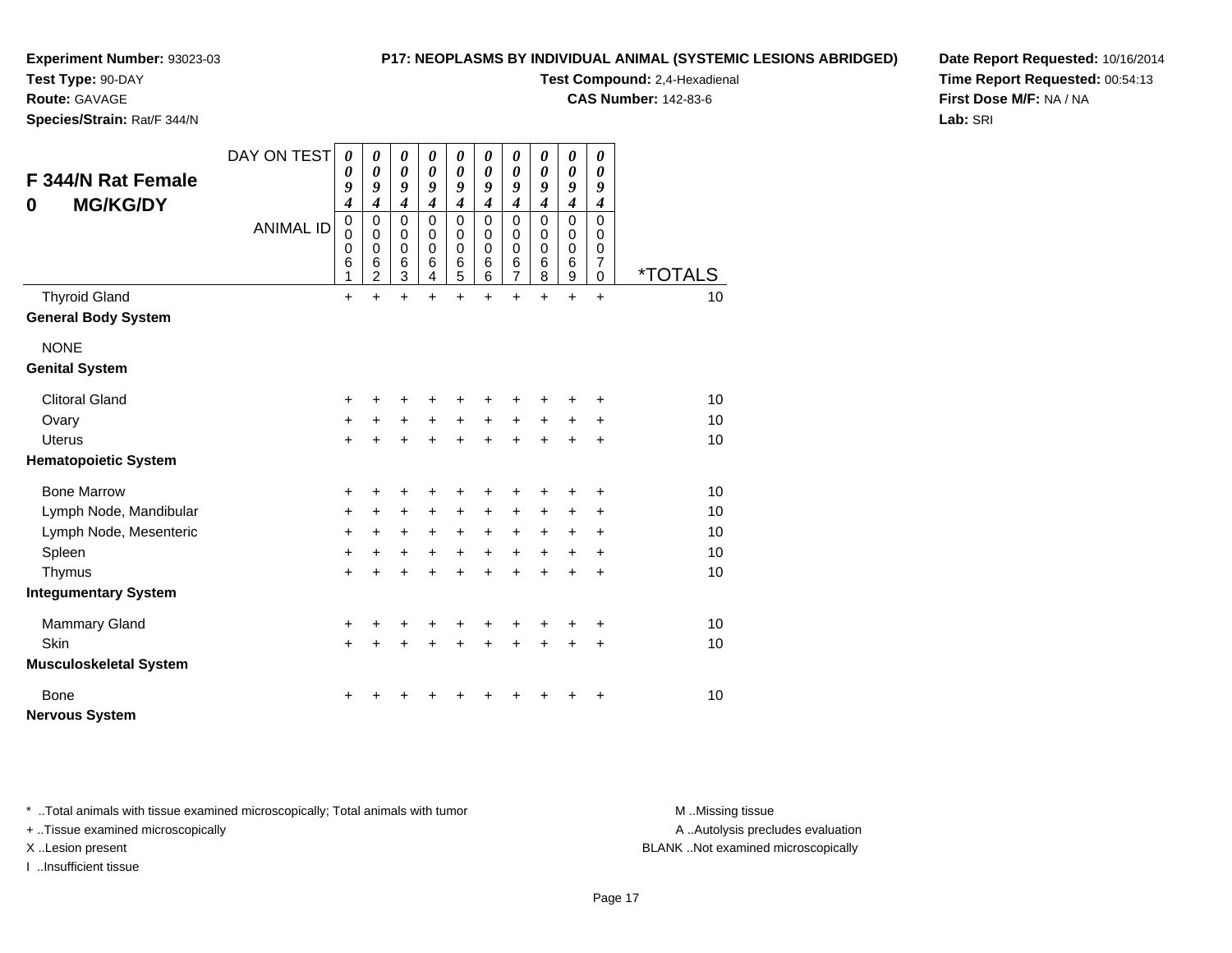**Experiment Number:** 93023-03
**Test Type:** 90-DAY
**Route:** GAVAGE
**Species/Strain:** Rat/F 344/N

**P17: NEOPLASMS BY INDIVIDUAL ANIMAL (SYSTEMIC LESIONS ABRIDGED)**
**Test Compound:** 2,4-Hexadienal
**CAS Number:** 142-83-6

**Date Report Requested:** 10/16/2014
**Time Report Requested:** 00:54:13
**First Dose M/F:** NA / NA
**Lab:** SRI

## F 344/N Rat Female 0 MG/KG/DY

| DAY ON TEST | 0094 | 0094 | 0094 | 0094 | 0094 | 0094 | 0094 | 0094 | 0094 | 0094 | |
|---|---|---|---|---|---|---|---|---|---|---|---|
| ANIMAL ID | 00061 | 00062 | 00063 | 00064 | 00065 | 00066 | 00067 | 00068 | 00069 | 00070 | *TOTALS |
| Thyroid Gland | + | + | + | + | + | + | + | + | + | + | 10 |
| **General Body System** | | | | | | | | | | | |
| NONE | | | | | | | | | | | |
| **Genital System** | | | | | | | | | | | |
| Clitoral Gland | + | + | + | + | + | + | + | + | + | + | 10 |
| Ovary | + | + | + | + | + | + | + | + | + | + | 10 |
| Uterus | + | + | + | + | + | + | + | + | + | + | 10 |
| **Hematopoietic System** | | | | | | | | | | | |
| Bone Marrow | + | + | + | + | + | + | + | + | + | + | 10 |
| Lymph Node, Mandibular | + | + | + | + | + | + | + | + | + | + | 10 |
| Lymph Node, Mesenteric | + | + | + | + | + | + | + | + | + | + | 10 |
| Spleen | + | + | + | + | + | + | + | + | + | + | 10 |
| Thymus | + | + | + | + | + | + | + | + | + | + | 10 |
| **Integumentary System** | | | | | | | | | | | |
| Mammary Gland | + | + | + | + | + | + | + | + | + | + | 10 |
| Skin | + | + | + | + | + | + | + | + | + | + | 10 |
| **Musculoskeletal System** | | | | | | | | | | | |
| Bone | + | + | + | + | + | + | + | + | + | + | 10 |
| **Nervous System** | | | | | | | | | | | |

* ..Total animals with tissue examined microscopically; Total animals with tumor
+ ..Tissue examined microscopically
X ..Lesion present
I ..Insufficient tissue

M ..Missing tissue
A ..Autolysis precludes evaluation
BLANK ..Not examined microscopically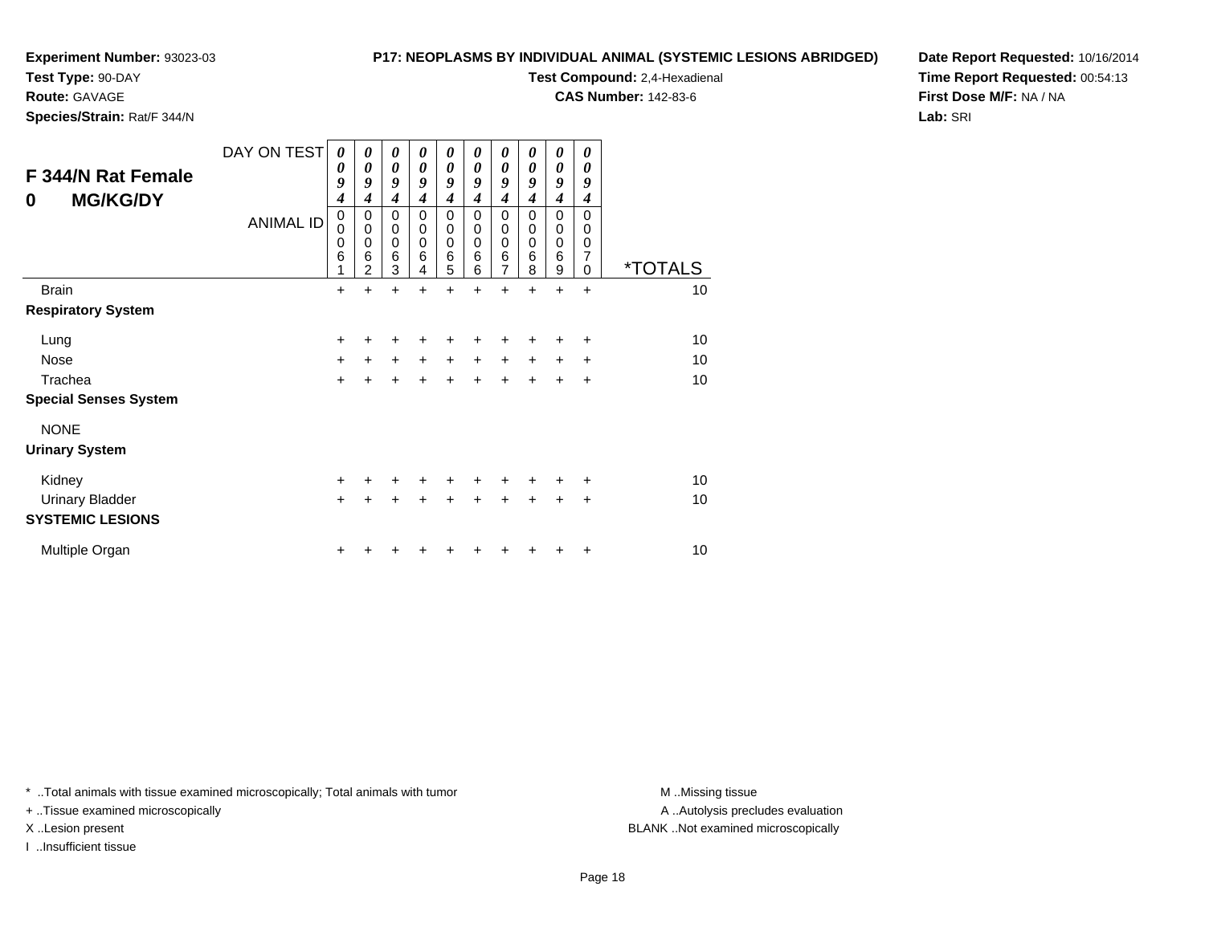**Experiment Number:** 93023-03
**Test Type:** 90-DAY
**Route:** GAVAGE
**Species/Strain:** Rat/F 344/N

**P17: NEOPLASMS BY INDIVIDUAL ANIMAL (SYSTEMIC LESIONS ABRIDGED)**
**Test Compound:** 2,4-Hexadienal
**CAS Number:** 142-83-6

**Date Report Requested:** 10/16/2014
**Time Report Requested:** 00:54:13
**First Dose M/F:** NA / NA
**Lab:** SRI

## F 344/N Rat Female
## 0 MG/KG/DY

| DAY ON TEST | 0094 | 0094 | 0094 | 0094 | 0094 | 0094 | 0094 | 0094 | 0094 | 0094 | |
|---|---|---|---|---|---|---|---|---|---|---|---|
| ANIMAL ID | 00061 | 00062 | 00063 | 00064 | 00065 | 00066 | 00067 | 00068 | 00069 | 00070 | *TOTALS |
| Brain | + | + | + | + | + | + | + | + | + | + | 10 |
| **Respiratory System** | | | | | | | | | | | |
| Lung | + | + | + | + | + | + | + | + | + | + | 10 |
| Nose | + | + | + | + | + | + | + | + | + | + | 10 |
| Trachea | + | + | + | + | + | + | + | + | + | + | 10 |
| **Special Senses System** | | | | | | | | | | | |
| NONE | | | | | | | | | | | |
| **Urinary System** | | | | | | | | | | | |
| Kidney | + | + | + | + | + | + | + | + | + | + | 10 |
| Urinary Bladder | + | + | + | + | + | + | + | + | + | + | 10 |
| **SYSTEMIC LESIONS** | | | | | | | | | | | |
| Multiple Organ | + | + | + | + | + | + | + | + | + | + | 10 |

* ..Total animals with tissue examined microscopically; Total animals with tumor
+ ..Tissue examined microscopically
X ..Lesion present
I ..Insufficient tissue

M ..Missing tissue
A ..Autolysis precludes evaluation
BLANK ..Not examined microscopically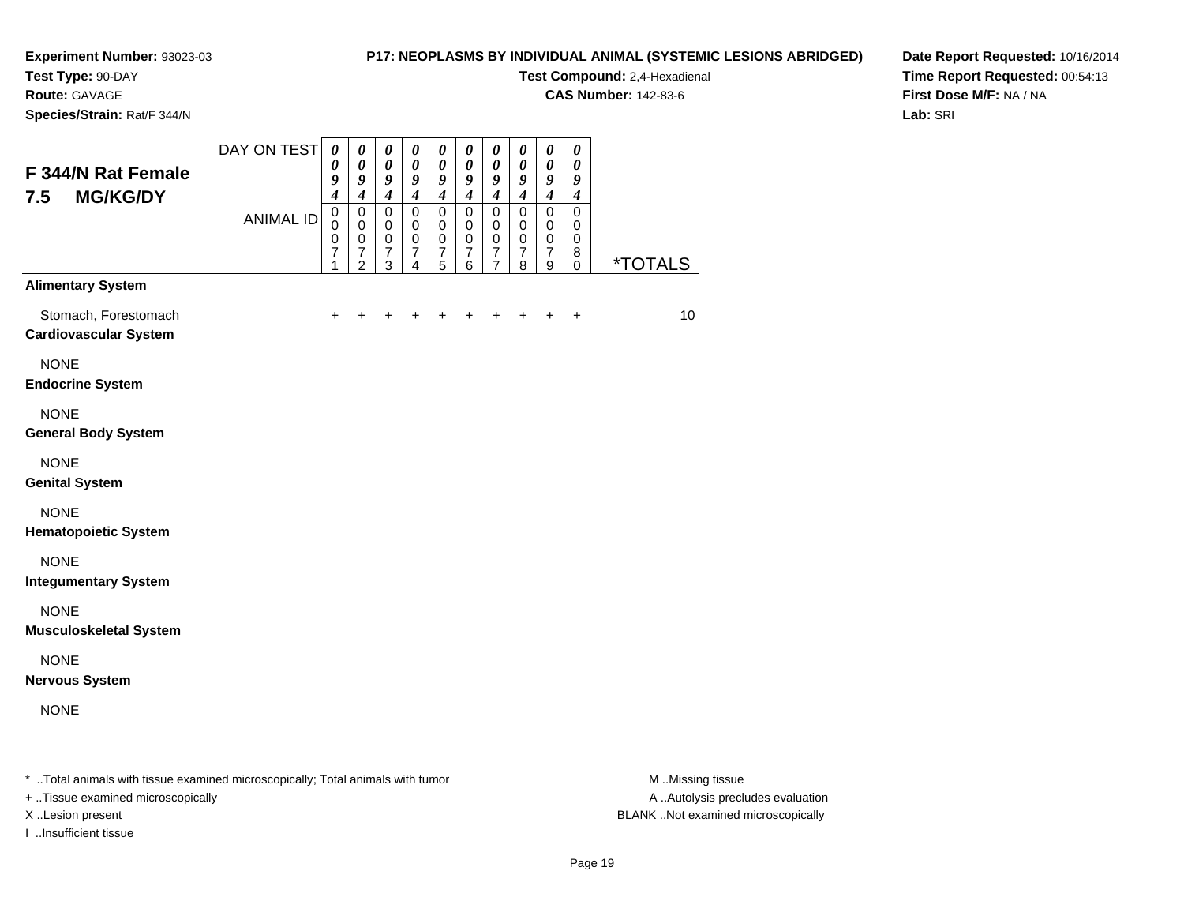**Experiment Number:** 93023-03
**Test Type:** 90-DAY
**Route:** GAVAGE
**Species/Strain:** Rat/F 344/N

**P17: NEOPLASMS BY INDIVIDUAL ANIMAL (SYSTEMIC LESIONS ABRIDGED)**
**Test Compound:** 2,4-Hexadienal
**CAS Number:** 142-83-6

**Date Report Requested:** 10/16/2014
**Time Report Requested:** 00:54:13
**First Dose M/F:** NA / NA
**Lab:** SRI

## F 344/N Rat Female 7.5 MG/KG/DY

| DAY ON TEST | 0094 | 0094 | 0094 | 0094 | 0094 | 0094 | 0094 | 0094 | 0094 | 0094 | |
|---|---|---|---|---|---|---|---|---|---|---|---|
| **ANIMAL ID** | 00071 | 00072 | 00073 | 00074 | 00075 | 00076 | 00077 | 00078 | 00079 | 00080 | ***TOTALS** |
| **Alimentary System** | | | | | | | | | | | |
| Stomach, Forestomach | + | + | + | + | + | + | + | + | + | + | 10 |
| **Cardiovascular System** | | | | | | | | | | | |
| NONE | | | | | | | | | | | |
| **Endocrine System** | | | | | | | | | | | |
| NONE | | | | | | | | | | | |
| **General Body System** | | | | | | | | | | | |
| NONE | | | | | | | | | | | |
| **Genital System** | | | | | | | | | | | |
| NONE | | | | | | | | | | | |
| **Hematopoietic System** | | | | | | | | | | | |
| NONE | | | | | | | | | | | |
| **Integumentary System** | | | | | | | | | | | |
| NONE | | | | | | | | | | | |
| **Musculoskeletal System** | | | | | | | | | | | |
| NONE | | | | | | | | | | | |
| **Nervous System** | | | | | | | | | | | |
| NONE | | | | | | | | | | | |

* ..Total animals with tissue examined microscopically; Total animals with tumor
+ ..Tissue examined microscopically
X ..Lesion present
I ..Insufficient tissue

M ..Missing tissue
A ..Autolysis precludes evaluation
BLANK ..Not examined microscopically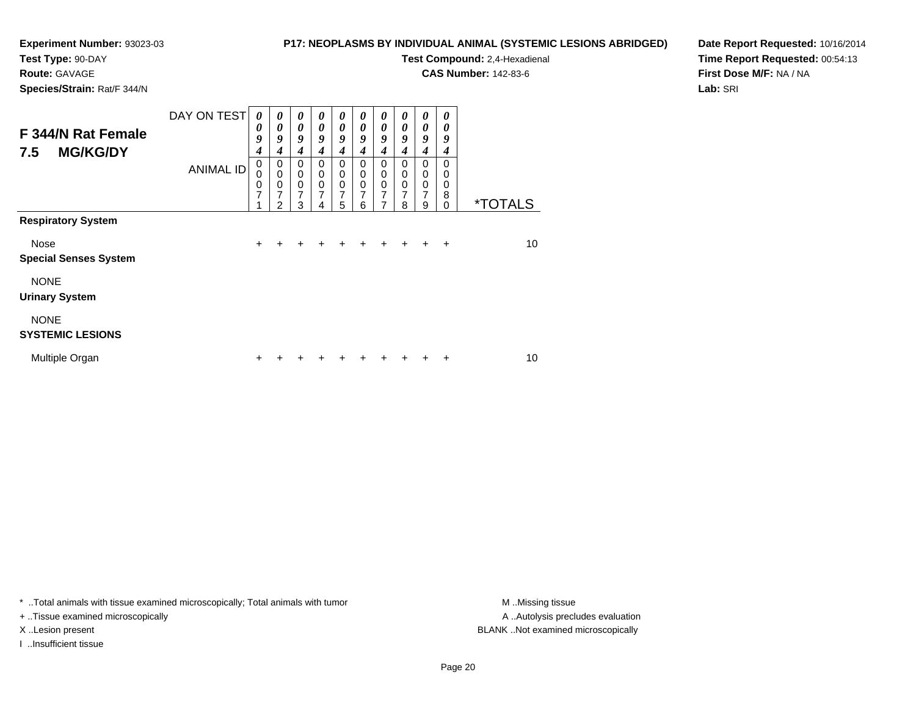**Experiment Number:** 93023-03
**Test Type:** 90-DAY
**Route:** GAVAGE
**Species/Strain:** Rat/F 344/N

**P17: NEOPLASMS BY INDIVIDUAL ANIMAL (SYSTEMIC LESIONS ABRIDGED)**
**Test Compound:** 2,4-Hexadienal
**CAS Number:** 142-83-6

**Date Report Requested:** 10/16/2014
**Time Report Requested:** 00:54:13
**First Dose M/F:** NA / NA
**Lab:** SRI

## F 344/N Rat Female 7.5 MG/KG/DY

| DAY ON TEST | 0094 | 0094 | 0094 | 0094 | 0094 | 0094 | 0094 | 0094 | 0094 | 0094 | |
|---|---|---|---|---|---|---|---|---|---|---|---|
| ANIMAL ID | 00071 | 00072 | 00073 | 00074 | 00075 | 00076 | 00077 | 00078 | 00079 | 00080 | *TOTALS |
| **Respiratory System** | | | | | | | | | | | |
| Nose | + | + | + | + | + | + | + | + | + | + | 10 |
| **Special Senses System** | | | | | | | | | | | |
| NONE | | | | | | | | | | | |
| **Urinary System** | | | | | | | | | | | |
| NONE | | | | | | | | | | | |
| **SYSTEMIC LESIONS** | | | | | | | | | | | |
| Multiple Organ | + | + | + | + | + | + | + | + | + | + | 10 |

* ..Total animals with tissue examined microscopically; Total animals with tumor
+ ..Tissue examined microscopically
X ..Lesion present
I ..Insufficient tissue

M ..Missing tissue
A ..Autolysis precludes evaluation
BLANK ..Not examined microscopically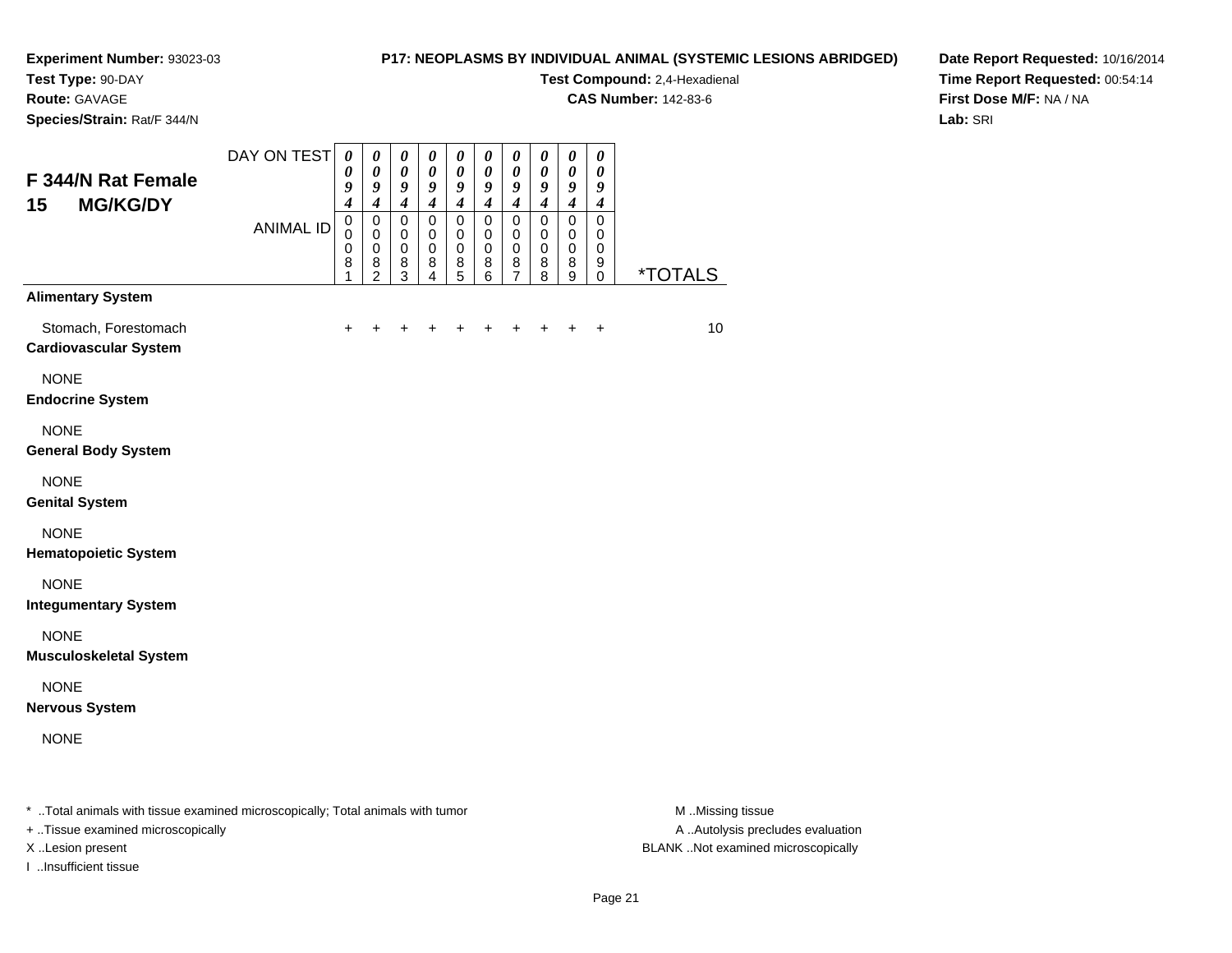**Experiment Number:** 93023-03
**Test Type:** 90-DAY
**Route:** GAVAGE
**Species/Strain:** Rat/F 344/N

**P17: NEOPLASMS BY INDIVIDUAL ANIMAL (SYSTEMIC LESIONS ABRIDGED)**
**Test Compound:** 2,4-Hexadienal
**CAS Number:** 142-83-6

**Date Report Requested:** 10/16/2014
**Time Report Requested:** 00:54:14
**First Dose M/F:** NA / NA
**Lab:** SRI

## F 344/N Rat Female 15 MG/KG/DY

| DAY ON TEST | 0094 | 0094 | 0094 | 0094 | 0094 | 0094 | 0094 | 0094 | 0094 | 0094 | |
|---|---|---|---|---|---|---|---|---|---|---|---|
| ANIMAL ID | 00081 | 00082 | 00083 | 00084 | 00085 | 00086 | 00087 | 00088 | 00089 | 00090 | *TOTALS |
| **Alimentary System** | | | | | | | | | | | |
| Stomach, Forestomach | + | + | + | + | + | + | + | + | + | + | 10 |
| **Cardiovascular System** | | | | | | | | | | | |
| NONE | | | | | | | | | | | |
| **Endocrine System** | | | | | | | | | | | |
| NONE | | | | | | | | | | | |
| **General Body System** | | | | | | | | | | | |
| NONE | | | | | | | | | | | |
| **Genital System** | | | | | | | | | | | |
| NONE | | | | | | | | | | | |
| **Hematopoietic System** | | | | | | | | | | | |
| NONE | | | | | | | | | | | |
| **Integumentary System** | | | | | | | | | | | |
| NONE | | | | | | | | | | | |
| **Musculoskeletal System** | | | | | | | | | | | |
| NONE | | | | | | | | | | | |
| **Nervous System** | | | | | | | | | | | |
| NONE | | | | | | | | | | | |

\* ..Total animals with tissue examined microscopically; Total animals with tumor
+ ..Tissue examined microscopically
X ..Lesion present
I ..Insufficient tissue

M ..Missing tissue
A ..Autolysis precludes evaluation
BLANK ..Not examined microscopically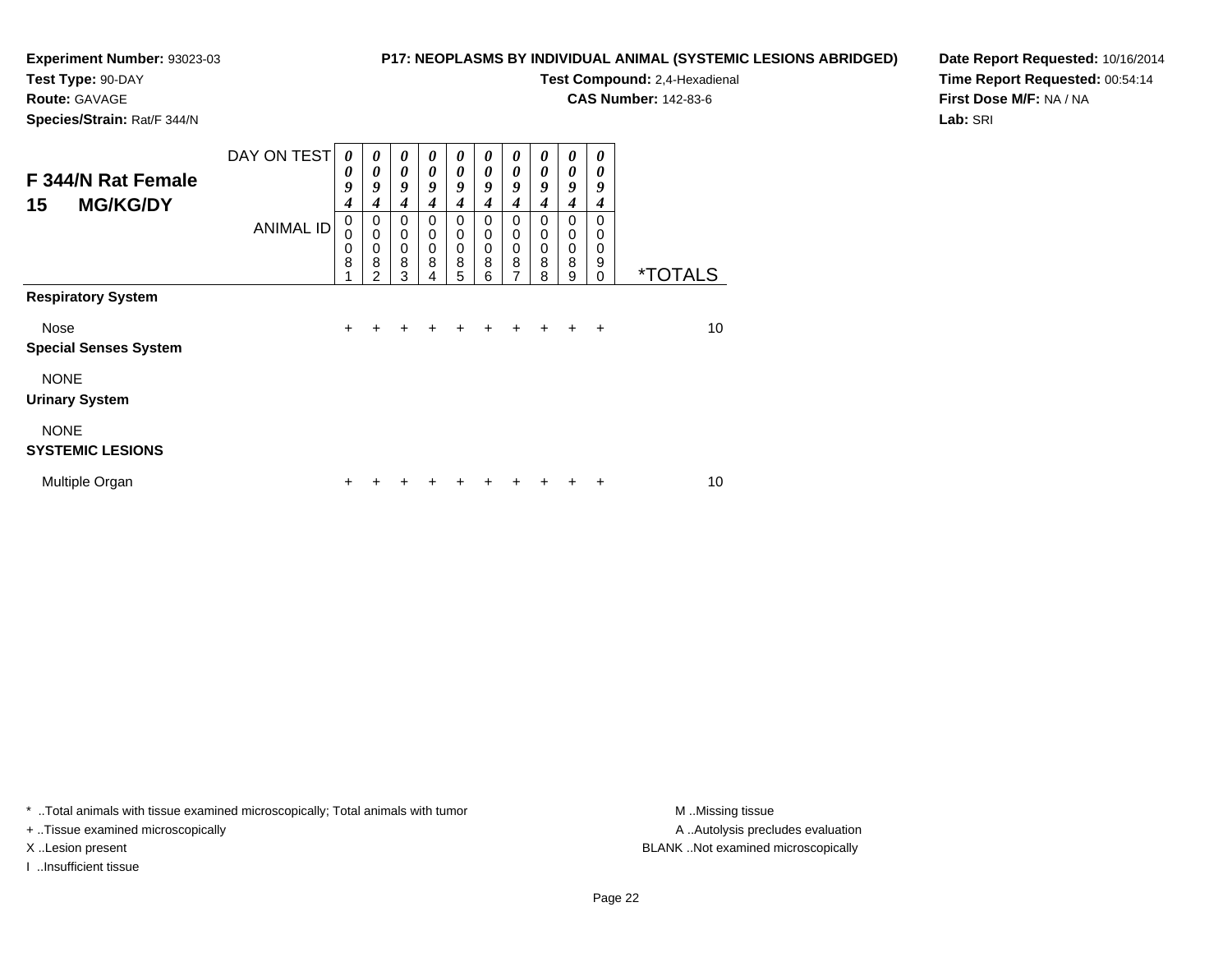**Experiment Number:** 93023-03
**Test Type:** 90-DAY
**Route:** GAVAGE
**Species/Strain:** Rat/F 344/N

**P17: NEOPLASMS BY INDIVIDUAL ANIMAL (SYSTEMIC LESIONS ABRIDGED)**
**Test Compound:** 2,4-Hexadienal
**CAS Number:** 142-83-6

**Date Report Requested:** 10/16/2014
**Time Report Requested:** 00:54:14
**First Dose M/F:** NA / NA
**Lab:** SRI

## F 344/N Rat Female 15 MG/KG/DY

| DAY ON TEST | 0094 | 0094 | 0094 | 0094 | 0094 | 0094 | 0094 | 0094 | 0094 | 0094 | |
|---|---|---|---|---|---|---|---|---|---|---|---|
| **ANIMAL ID** | 00081 | 00082 | 00083 | 00084 | 00085 | 00086 | 00087 | 00088 | 00089 | 00090 | ***TOTALS** |
| **Respiratory System** | | | | | | | | | | | |
| Nose | + | + | + | + | + | + | + | + | + | + | 10 |
| **Special Senses System** | | | | | | | | | | | |
| NONE | | | | | | | | | | | |
| **Urinary System** | | | | | | | | | | | |
| NONE | | | | | | | | | | | |
| **SYSTEMIC LESIONS** | | | | | | | | | | | |
| Multiple Organ | + | + | + | + | + | + | + | + | + | + | 10 |

* ..Total animals with tissue examined microscopically; Total animals with tumor
+ ..Tissue examined microscopically
X ..Lesion present
I ..Insufficient tissue

M ..Missing tissue
A ..Autolysis precludes evaluation
BLANK ..Not examined microscopically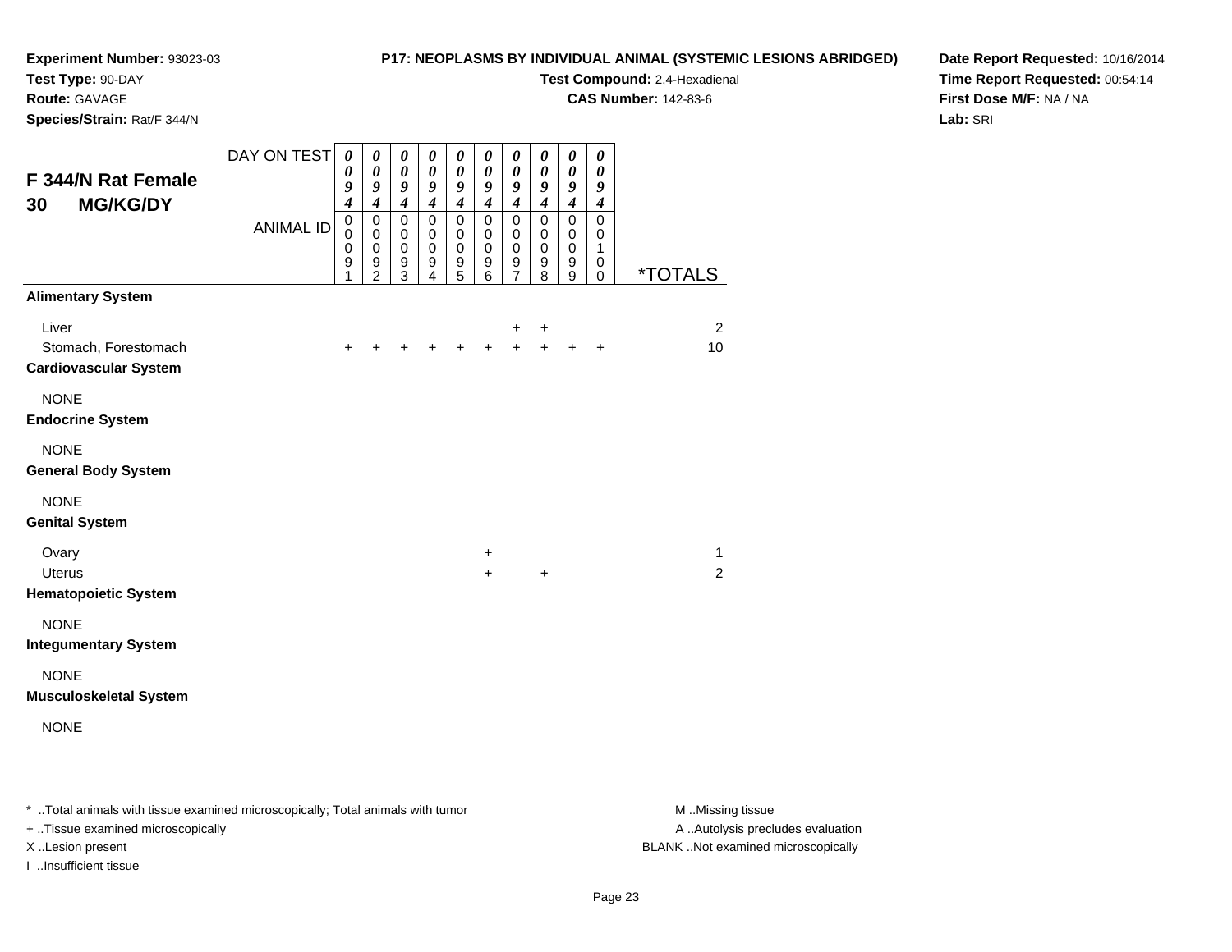**Experiment Number:** 93023-03
**Test Type:** 90-DAY
**Route:** GAVAGE
**Species/Strain:** Rat/F 344/N

**P17: NEOPLASMS BY INDIVIDUAL ANIMAL (SYSTEMIC LESIONS ABRIDGED)**
**Test Compound:** 2,4-Hexadienal
**CAS Number:** 142-83-6

**Date Report Requested:** 10/16/2014
**Time Report Requested:** 00:54:14
**First Dose M/F:** NA / NA
**Lab:** SRI

## F 344/N Rat Female 30 MG/KG/DY

| DAY ON TEST | 0094 | 0094 | 0094 | 0094 | 0094 | 0094 | 0094 | 0094 | 0094 | 0094 | |
|---|---|---|---|---|---|---|---|---|---|---|---|
| **ANIMAL ID** | 00091 | 00092 | 00093 | 00094 | 00095 | 00096 | 00097 | 00098 | 00099 | 00100 | ***TOTALS** |
| **Alimentary System** | | | | | | | | | | | |
| Liver | | | | | | | + | + | | | 2 |
| Stomach, Forestomach | + | + | + | + | + | + | + | + | + | + | 10 |
| **Cardiovascular System** | | | | | | | | | | | |
| NONE | | | | | | | | | | | |
| **Endocrine System** | | | | | | | | | | | |
| NONE | | | | | | | | | | | |
| **General Body System** | | | | | | | | | | | |
| NONE | | | | | | | | | | | |
| **Genital System** | | | | | | | | | | | |
| Ovary | | | | | | + | | | | | 1 |
| Uterus | | | | | | + | | + | | | 2 |
| **Hematopoietic System** | | | | | | | | | | | |
| NONE | | | | | | | | | | | |
| **Integumentary System** | | | | | | | | | | | |
| NONE | | | | | | | | | | | |
| **Musculoskeletal System** | | | | | | | | | | | |
| NONE | | | | | | | | | | | |

* ..Total animals with tissue examined microscopically; Total animals with tumor
+ ..Tissue examined microscopically
X ..Lesion present
I ..Insufficient tissue

M ..Missing tissue
A ..Autolysis precludes evaluation
BLANK ..Not examined microscopically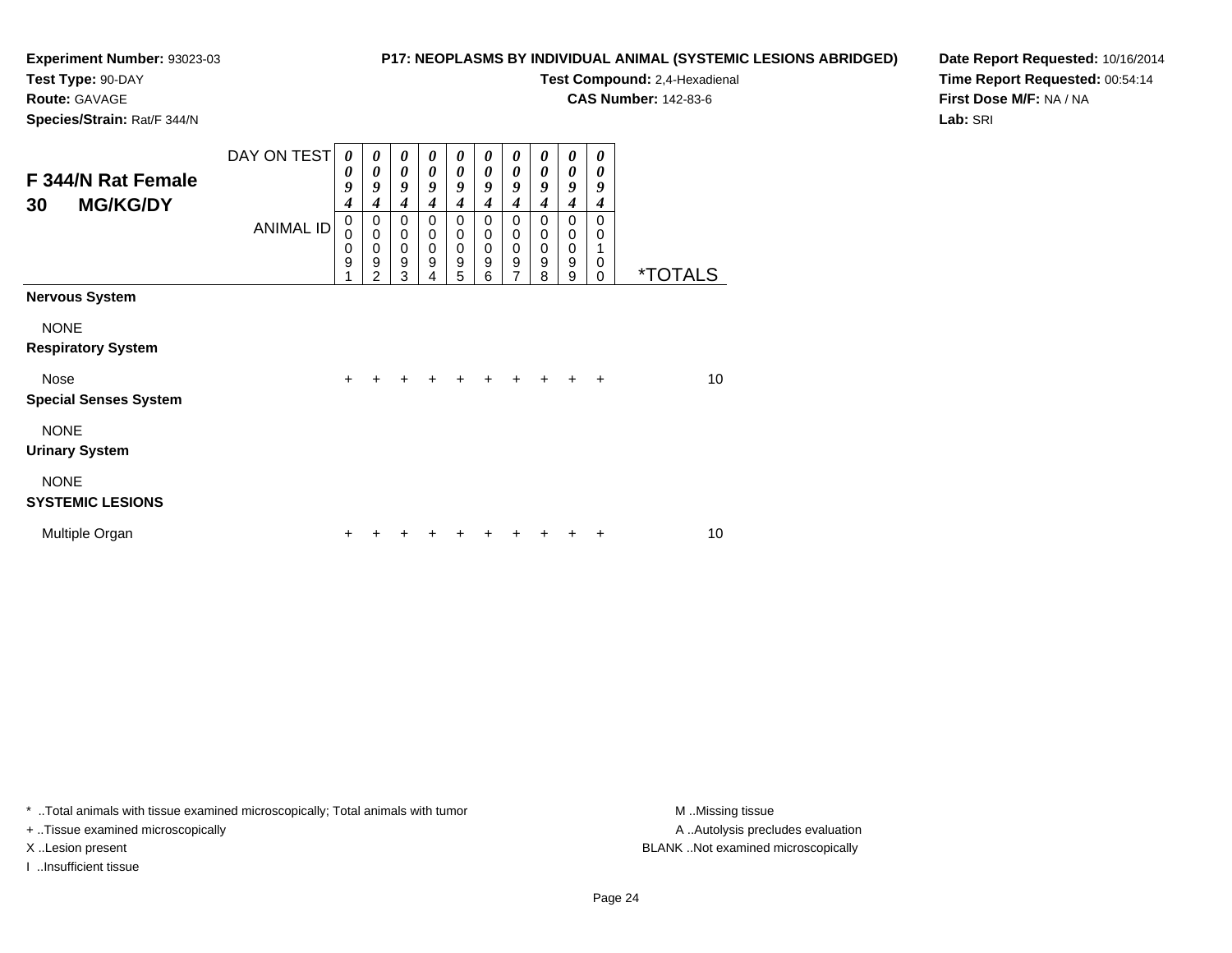**Experiment Number:** 93023-03
**Test Type:** 90-DAY
**Route:** GAVAGE
**Species/Strain:** Rat/F 344/N

**P17: NEOPLASMS BY INDIVIDUAL ANIMAL (SYSTEMIC LESIONS ABRIDGED)**
**Test Compound:** 2,4-Hexadienal
**CAS Number:** 142-83-6

**Date Report Requested:** 10/16/2014
**Time Report Requested:** 00:54:14
**First Dose M/F:** NA / NA
**Lab:** SRI

## F 344/N Rat Female 30 MG/KG/DY

| DAY ON TEST | 0094 | 0094 | 0094 | 0094 | 0094 | 0094 | 0094 | 0094 | 0094 | 0094 | |
|---|---|---|---|---|---|---|---|---|---|---|---|
| ANIMAL ID | 00091 | 00092 | 00093 | 00094 | 00095 | 00096 | 00097 | 00098 | 00099 | 00100 | *TOTALS |
| **Nervous System** | | | | | | | | | | | |
| NONE | | | | | | | | | | | |
| **Respiratory System** | | | | | | | | | | | |
| Nose | + | + | + | + | + | + | + | + | + | + | 10 |
| **Special Senses System** | | | | | | | | | | | |
| NONE | | | | | | | | | | | |
| **Urinary System** | | | | | | | | | | | |
| NONE | | | | | | | | | | | |
| **SYSTEMIC LESIONS** | | | | | | | | | | | |
| Multiple Organ | + | + | + | + | + | + | + | + | + | + | 10 |

* ..Total animals with tissue examined microscopically; Total animals with tumor
+ ..Tissue examined microscopically
X ..Lesion present
I ..Insufficient tissue

M ..Missing tissue
A ..Autolysis precludes evaluation
BLANK ..Not examined microscopically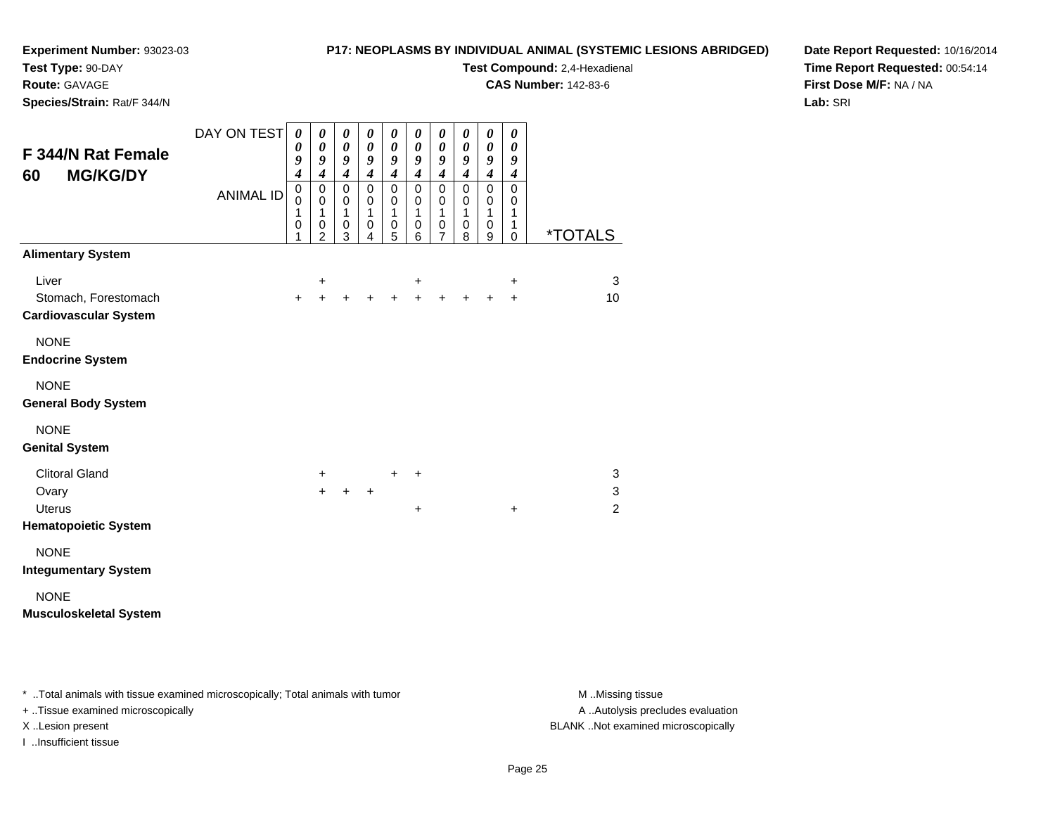**Experiment Number:** 93023-03
**Test Type:** 90-DAY
**Route:** GAVAGE
**Species/Strain:** Rat/F 344/N

**P17: NEOPLASMS BY INDIVIDUAL ANIMAL (SYSTEMIC LESIONS ABRIDGED)**
**Test Compound:** 2,4-Hexadienal
**CAS Number:** 142-83-6

**Date Report Requested:** 10/16/2014
**Time Report Requested:** 00:54:14
**First Dose M/F:** NA / NA
**Lab:** SRI

## F 344/N Rat Female 60 MG/KG/DY

| DAY ON TEST | 0094 | 0094 | 0094 | 0094 | 0094 | 0094 | 0094 | 0094 | 0094 | 0094 | |
|---|---|---|---|---|---|---|---|---|---|---|---|
| ANIMAL ID | 00101 | 00102 | 00103 | 00104 | 00105 | 00106 | 00107 | 00108 | 00109 | 00110 | *TOTALS |
| **Alimentary System** | | | | | | | | | | | |
| Liver | | + | | | | + | | | | + | 3 |
| Stomach, Forestomach | + | + | + | + | + | + | + | + | + | + | 10 |
| **Cardiovascular System** | | | | | | | | | | | |
| NONE | | | | | | | | | | | |
| **Endocrine System** | | | | | | | | | | | |
| NONE | | | | | | | | | | | |
| **General Body System** | | | | | | | | | | | |
| NONE | | | | | | | | | | | |
| **Genital System** | | | | | | | | | | | |
| Clitoral Gland | | + | | | + | + | | | | | 3 |
| Ovary | | + | + | + | | | | | | | 3 |
| Uterus | | | | | | + | | | | + | 2 |
| **Hematopoietic System** | | | | | | | | | | | |
| NONE | | | | | | | | | | | |
| **Integumentary System** | | | | | | | | | | | |
| NONE | | | | | | | | | | | |
| **Musculoskeletal System** | | | | | | | | | | | |

* ..Total animals with tissue examined microscopically; Total animals with tumor
+ ..Tissue examined microscopically
X ..Lesion present
I ..Insufficient tissue

M ..Missing tissue
A ..Autolysis precludes evaluation
BLANK ..Not examined microscopically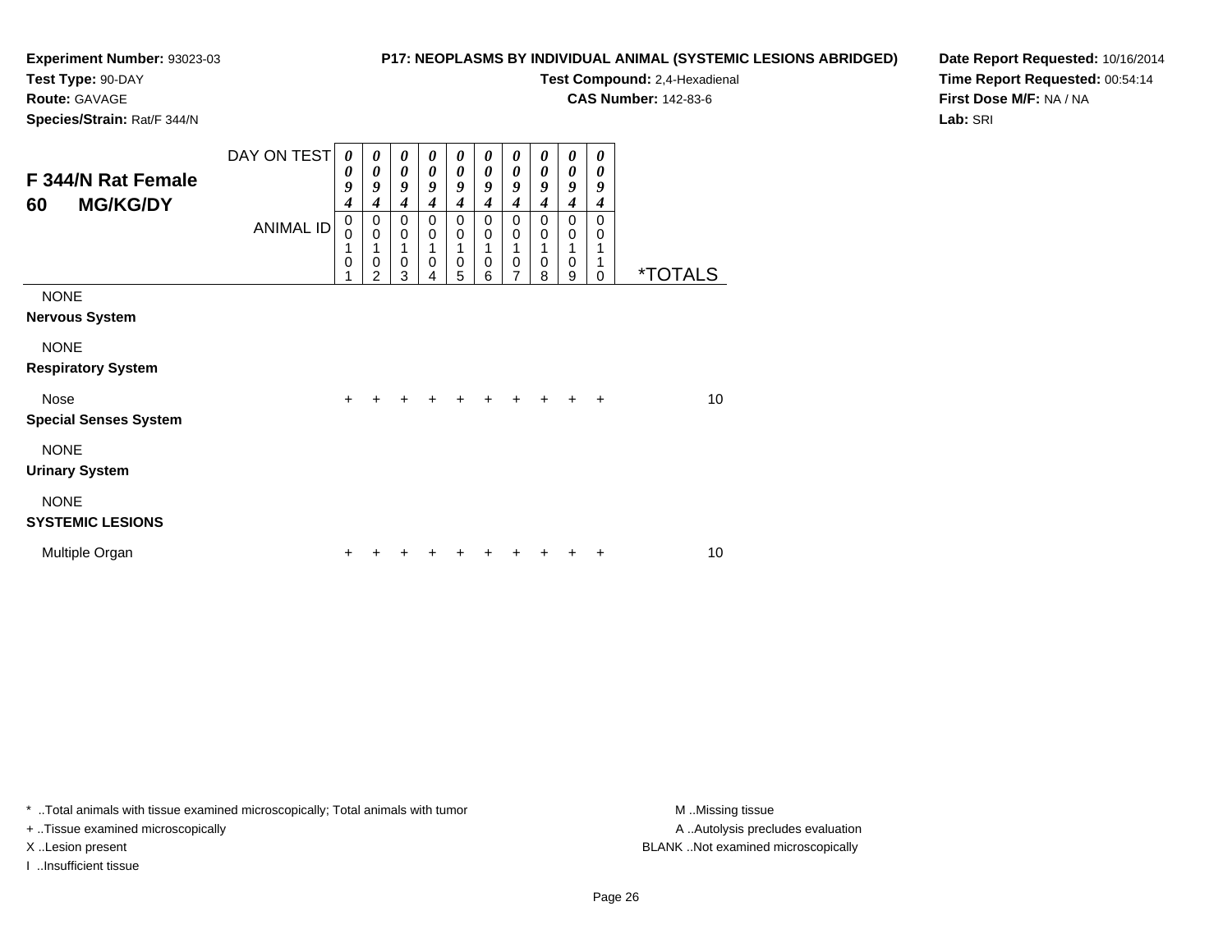**Experiment Number:** 93023-03
**Test Type:** 90-DAY
**Route:** GAVAGE
**Species/Strain:** Rat/F 344/N

**P17: NEOPLASMS BY INDIVIDUAL ANIMAL (SYSTEMIC LESIONS ABRIDGED)**
**Test Compound:** 2,4-Hexadienal
**CAS Number:** 142-83-6

**Date Report Requested:** 10/16/2014
**Time Report Requested:** 00:54:14
**First Dose M/F:** NA / NA
**Lab:** SRI

## F 344/N Rat Female 60 MG/KG/DY

| DAY ON TEST | 0094 | 0094 | 0094 | 0094 | 0094 | 0094 | 0094 | 0094 | 0094 | 0094 | |
|---|---|---|---|---|---|---|---|---|---|---|---|
| ANIMAL ID | 00101 | 00102 | 00103 | 00104 | 00105 | 00106 | 00107 | 00108 | 00109 | 00110 | *TOTALS |
| NONE | | | | | | | | | | | |
| **Nervous System** | | | | | | | | | | | |
| NONE | | | | | | | | | | | |
| **Respiratory System** | | | | | | | | | | | |
| Nose | + | + | + | + | + | + | + | + | + | + | 10 |
| **Special Senses System** | | | | | | | | | | | |
| NONE | | | | | | | | | | | |
| **Urinary System** | | | | | | | | | | | |
| NONE | | | | | | | | | | | |
| **SYSTEMIC LESIONS** | | | | | | | | | | | |
| Multiple Organ | + | + | + | + | + | + | + | + | + | + | 10 |

* ..Total animals with tissue examined microscopically; Total animals with tumor
+ ..Tissue examined microscopically
X ..Lesion present
I ..Insufficient tissue

M ..Missing tissue
A ..Autolysis precludes evaluation
BLANK ..Not examined microscopically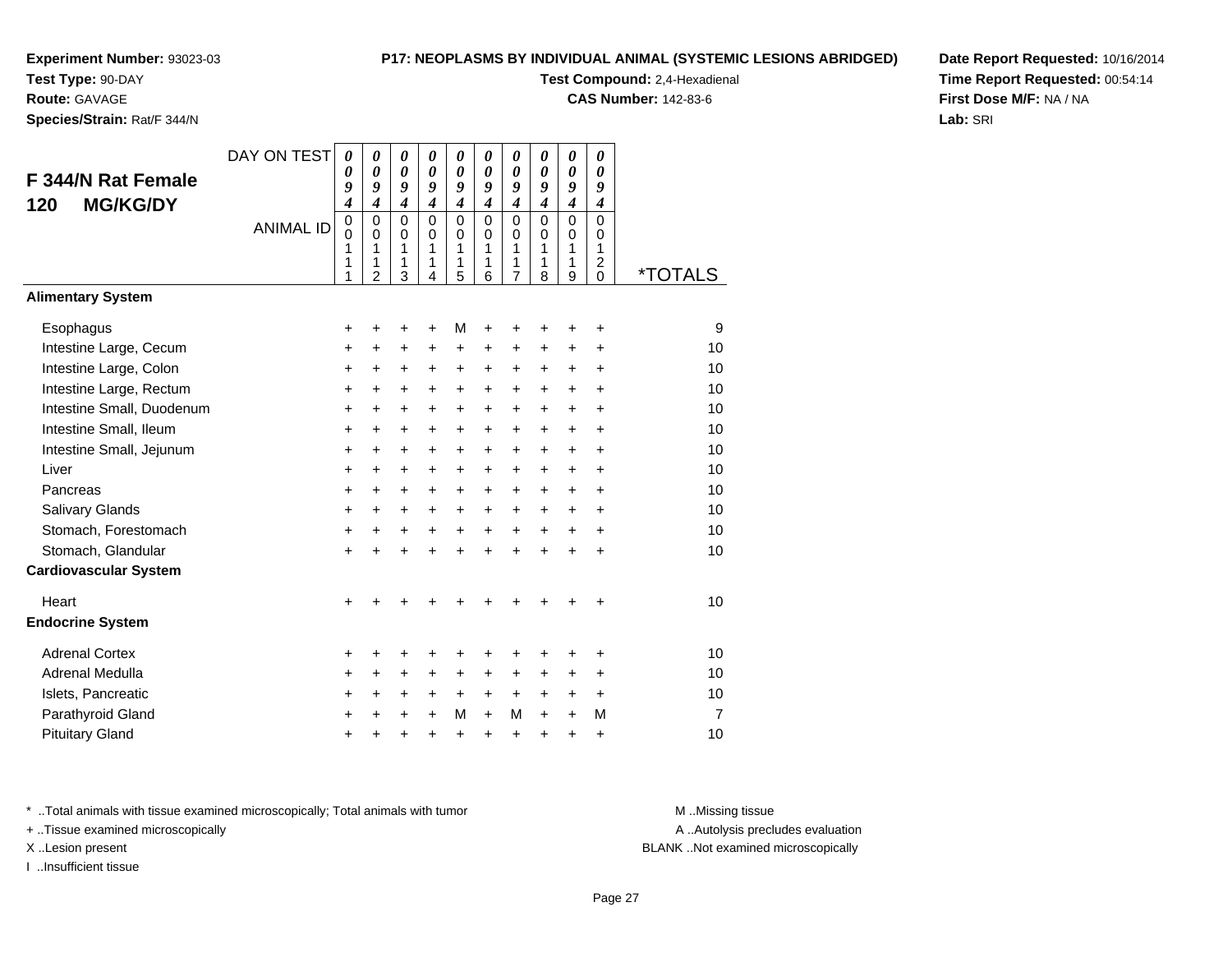**Experiment Number:** 93023-03
**Test Type:** 90-DAY
**Route:** GAVAGE
**Species/Strain:** Rat/F 344/N

**P17: NEOPLASMS BY INDIVIDUAL ANIMAL (SYSTEMIC LESIONS ABRIDGED)**
**Test Compound:** 2,4-Hexadienal
**CAS Number:** 142-83-6

**Date Report Requested:** 10/16/2014
**Time Report Requested:** 00:54:14
**First Dose M/F:** NA / NA
**Lab:** SRI

## F 344/N Rat Female 120 MG/KG/DY

| DAY ON TEST | 0094 | 0094 | 0094 | 0094 | 0094 | 0094 | 0094 | 0094 | 0094 | 0094 | |
|---|---|---|---|---|---|---|---|---|---|---|---|
| ANIMAL ID | 00111 | 00112 | 00113 | 00114 | 00115 | 00116 | 00117 | 00118 | 00119 | 00120 | *TOTALS |
| **Alimentary System** | | | | | | | | | | | |
| Esophagus | + | + | + | + | M | + | + | + | + | + | 9 |
| Intestine Large, Cecum | + | + | + | + | + | + | + | + | + | + | 10 |
| Intestine Large, Colon | + | + | + | + | + | + | + | + | + | + | 10 |
| Intestine Large, Rectum | + | + | + | + | + | + | + | + | + | + | 10 |
| Intestine Small, Duodenum | + | + | + | + | + | + | + | + | + | + | 10 |
| Intestine Small, Ileum | + | + | + | + | + | + | + | + | + | + | 10 |
| Intestine Small, Jejunum | + | + | + | + | + | + | + | + | + | + | 10 |
| Liver | + | + | + | + | + | + | + | + | + | + | 10 |
| Pancreas | + | + | + | + | + | + | + | + | + | + | 10 |
| Salivary Glands | + | + | + | + | + | + | + | + | + | + | 10 |
| Stomach, Forestomach | + | + | + | + | + | + | + | + | + | + | 10 |
| Stomach, Glandular | + | + | + | + | + | + | + | + | + | + | 10 |
| **Cardiovascular System** | | | | | | | | | | | |
| Heart | + | + | + | + | + | + | + | + | + | + | 10 |
| **Endocrine System** | | | | | | | | | | | |
| Adrenal Cortex | + | + | + | + | + | + | + | + | + | + | 10 |
| Adrenal Medulla | + | + | + | + | + | + | + | + | + | + | 10 |
| Islets, Pancreatic | + | + | + | + | + | + | + | + | + | + | 10 |
| Parathyroid Gland | + | + | + | + | M | + | M | + | + | M | 7 |
| Pituitary Gland | + | + | + | + | + | + | + | + | + | + | 10 |

* ..Total animals with tissue examined microscopically; Total animals with tumor
+ ..Tissue examined microscopically
X ..Lesion present
I ..Insufficient tissue

M ..Missing tissue
A ..Autolysis precludes evaluation
BLANK ..Not examined microscopically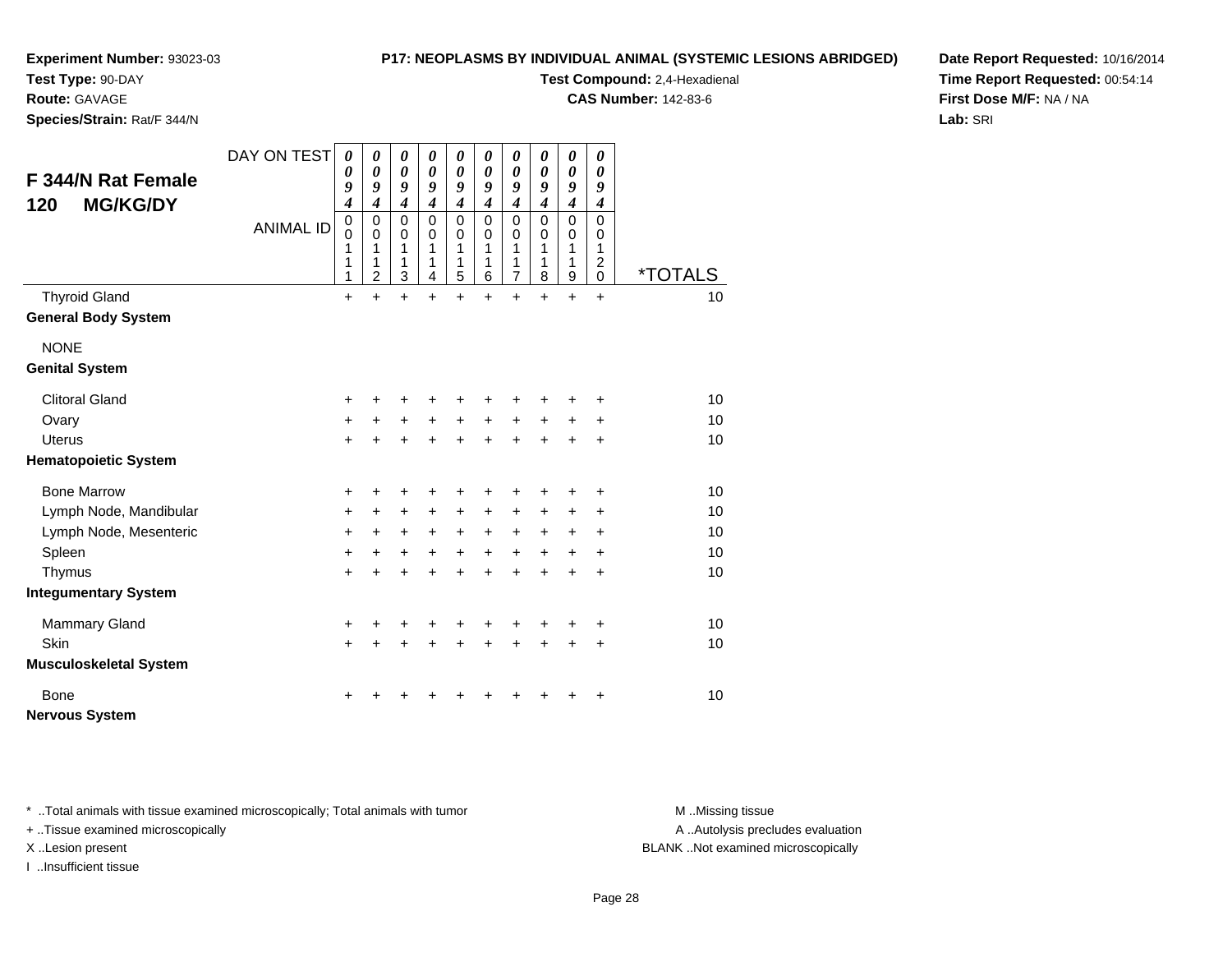**Experiment Number:** 93023-03
**Test Type:** 90-DAY
**Route:** GAVAGE
**Species/Strain:** Rat/F 344/N

**P17: NEOPLASMS BY INDIVIDUAL ANIMAL (SYSTEMIC LESIONS ABRIDGED)**
**Test Compound:** 2,4-Hexadienal
**CAS Number:** 142-83-6

**Date Report Requested:** 10/16/2014
**Time Report Requested:** 00:54:14
**First Dose M/F:** NA / NA
**Lab:** SRI

## F 344/N Rat Female 120 MG/KG/DY

| DAY ON TEST | 0094 | 0094 | 0094 | 0094 | 0094 | 0094 | 0094 | 0094 | 0094 | 0094 | |
|---|---|---|---|---|---|---|---|---|---|---|---|
| ANIMAL ID | 00111 | 00112 | 00113 | 00114 | 00115 | 00116 | 00117 | 00118 | 00119 | 00120 | *TOTALS |
| Thyroid Gland | + | + | + | + | + | + | + | + | + | + | 10 |
| **General Body System** | | | | | | | | | | | |
| NONE | | | | | | | | | | | |
| **Genital System** | | | | | | | | | | | |
| Clitoral Gland | + | + | + | + | + | + | + | + | + | + | 10 |
| Ovary | + | + | + | + | + | + | + | + | + | + | 10 |
| Uterus | + | + | + | + | + | + | + | + | + | + | 10 |
| **Hematopoietic System** | | | | | | | | | | | |
| Bone Marrow | + | + | + | + | + | + | + | + | + | + | 10 |
| Lymph Node, Mandibular | + | + | + | + | + | + | + | + | + | + | 10 |
| Lymph Node, Mesenteric | + | + | + | + | + | + | + | + | + | + | 10 |
| Spleen | + | + | + | + | + | + | + | + | + | + | 10 |
| Thymus | + | + | + | + | + | + | + | + | + | + | 10 |
| **Integumentary System** | | | | | | | | | | | |
| Mammary Gland | + | + | + | + | + | + | + | + | + | + | 10 |
| Skin | + | + | + | + | + | + | + | + | + | + | 10 |
| **Musculoskeletal System** | | | | | | | | | | | |
| Bone | + | + | + | + | + | + | + | + | + | + | 10 |
| **Nervous System** | | | | | | | | | | | |

* ..Total animals with tissue examined microscopically; Total animals with tumor
+ ..Tissue examined microscopically
X ..Lesion present
I ..Insufficient tissue

M ..Missing tissue
A ..Autolysis precludes evaluation
BLANK ..Not examined microscopically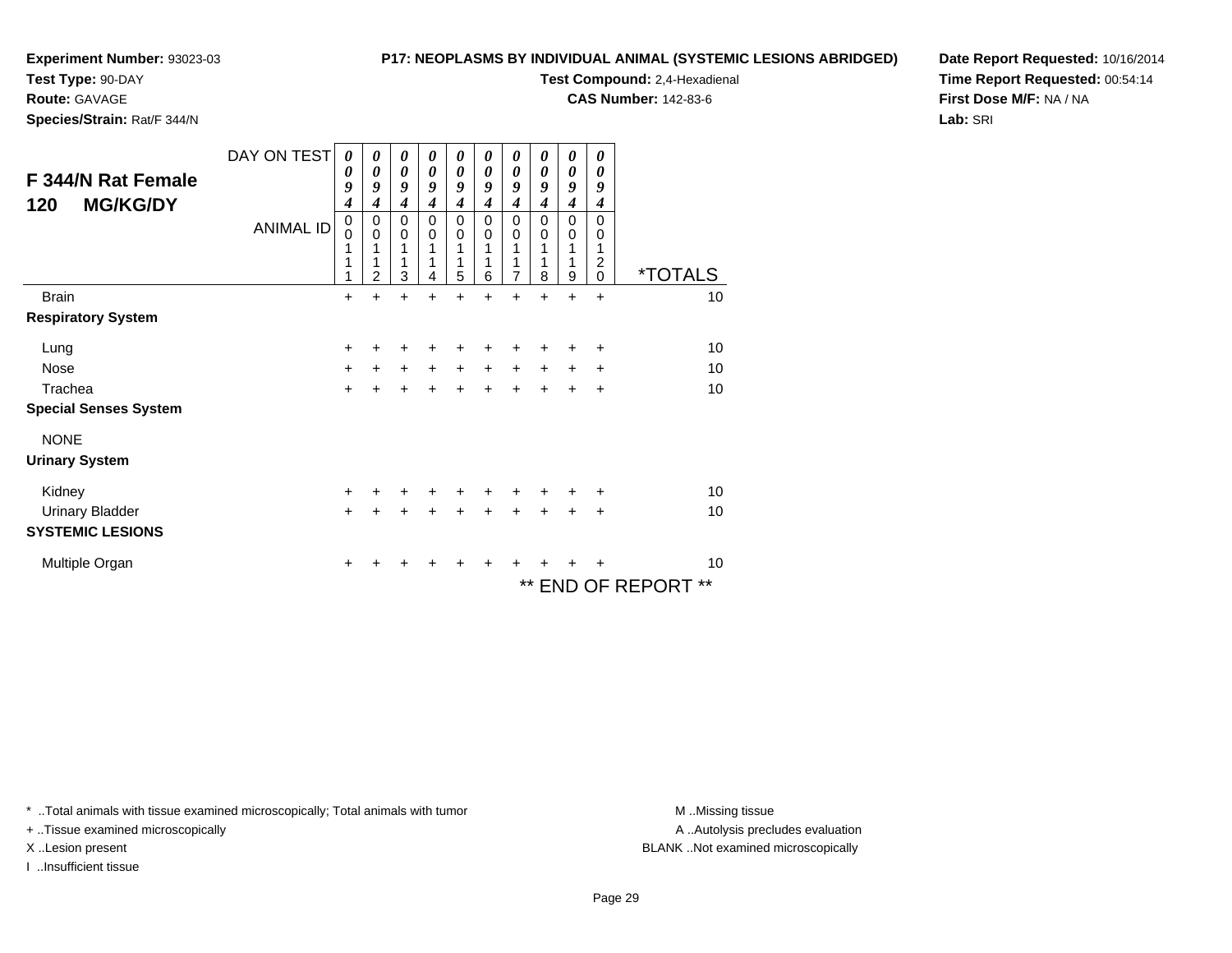**Experiment Number:** 93023-03
**Test Type:** 90-DAY
**Route:** GAVAGE
**Species/Strain:** Rat/F 344/N

**P17: NEOPLASMS BY INDIVIDUAL ANIMAL (SYSTEMIC LESIONS ABRIDGED)**
**Test Compound:** 2,4-Hexadienal
**CAS Number:** 142-83-6

**Date Report Requested:** 10/16/2014
**Time Report Requested:** 00:54:14
**First Dose M/F:** NA / NA
**Lab:** SRI

## F 344/N Rat Female 120 MG/KG/DY

| DAY ON TEST | 0094 | 0094 | 0094 | 0094 | 0094 | 0094 | 0094 | 0094 | 0094 | 0094 | |
|---|---|---|---|---|---|---|---|---|---|---|---|
| ANIMAL ID | 00111 | 00112 | 00113 | 00114 | 00115 | 00116 | 00117 | 00118 | 00119 | 00120 | *TOTALS |
| Brain | + | + | + | + | + | + | + | + | + | + | 10 |
| **Respiratory System** | | | | | | | | | | | |
| Lung | + | + | + | + | + | + | + | + | + | + | 10 |
| Nose | + | + | + | + | + | + | + | + | + | + | 10 |
| Trachea | + | + | + | + | + | + | + | + | + | + | 10 |
| **Special Senses System** | | | | | | | | | | | |
| NONE | | | | | | | | | | | |
| **Urinary System** | | | | | | | | | | | |
| Kidney | + | + | + | + | + | + | + | + | + | + | 10 |
| Urinary Bladder | + | + | + | + | + | + | + | + | + | + | 10 |
| **SYSTEMIC LESIONS** | | | | | | | | | | | |
| Multiple Organ | + | + | + | + | + | + | + | + | + | + | 10 |

** END OF REPORT **

* ..Total animals with tissue examined microscopically; Total animals with tumor
+ ..Tissue examined microscopically
X ..Lesion present
I ..Insufficient tissue

M ..Missing tissue
A ..Autolysis precludes evaluation
BLANK ..Not examined microscopically